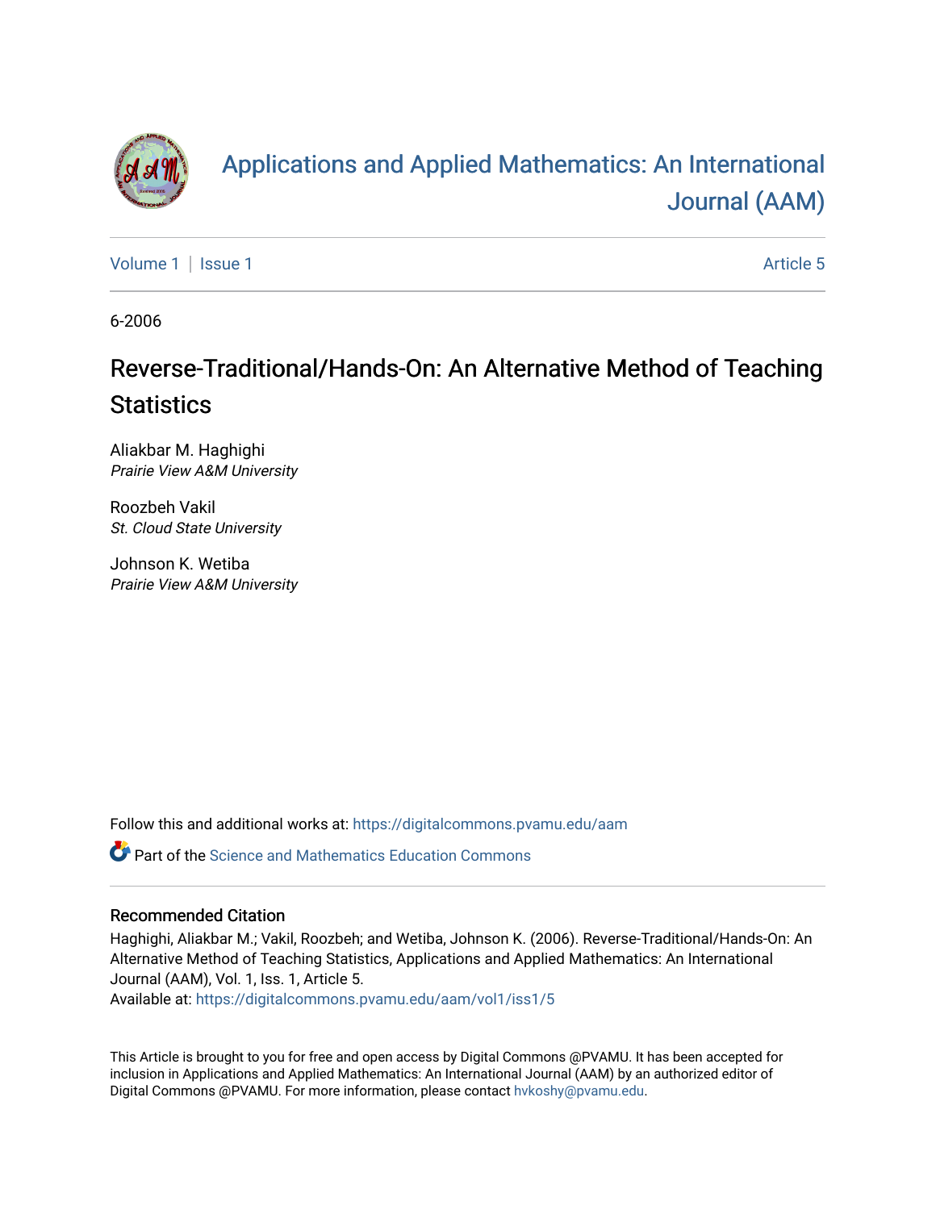# Applications and Applied Mathematics: An International Journal (AAM)

Volume 1 | Issue 1 Article 5

6-2006

## Reverse-Traditional/Hands-On: An Alternative Method of Teaching Statistics

Aliakbar M. Haghighi
*Prairie View A&M University*

Roozbeh Vakil
*St. Cloud State University*

Johnson K. Wetiba
*Prairie View A&M University*

Follow this and additional works at: https://digitalcommons.pvamu.edu/aam

Part of the Science and Mathematics Education Commons

### Recommended Citation

Haghighi, Aliakbar M.; Vakil, Roozbeh; and Wetiba, Johnson K. (2006). Reverse-Traditional/Hands-On: An Alternative Method of Teaching Statistics, Applications and Applied Mathematics: An International Journal (AAM), Vol. 1, Iss. 1, Article 5.
Available at: https://digitalcommons.pvamu.edu/aam/vol1/iss1/5

This Article is brought to you for free and open access by Digital Commons @PVAMU. It has been accepted for inclusion in Applications and Applied Mathematics: An International Journal (AAM) by an authorized editor of Digital Commons @PVAMU. For more information, please contact hvkoshy@pvamu.edu.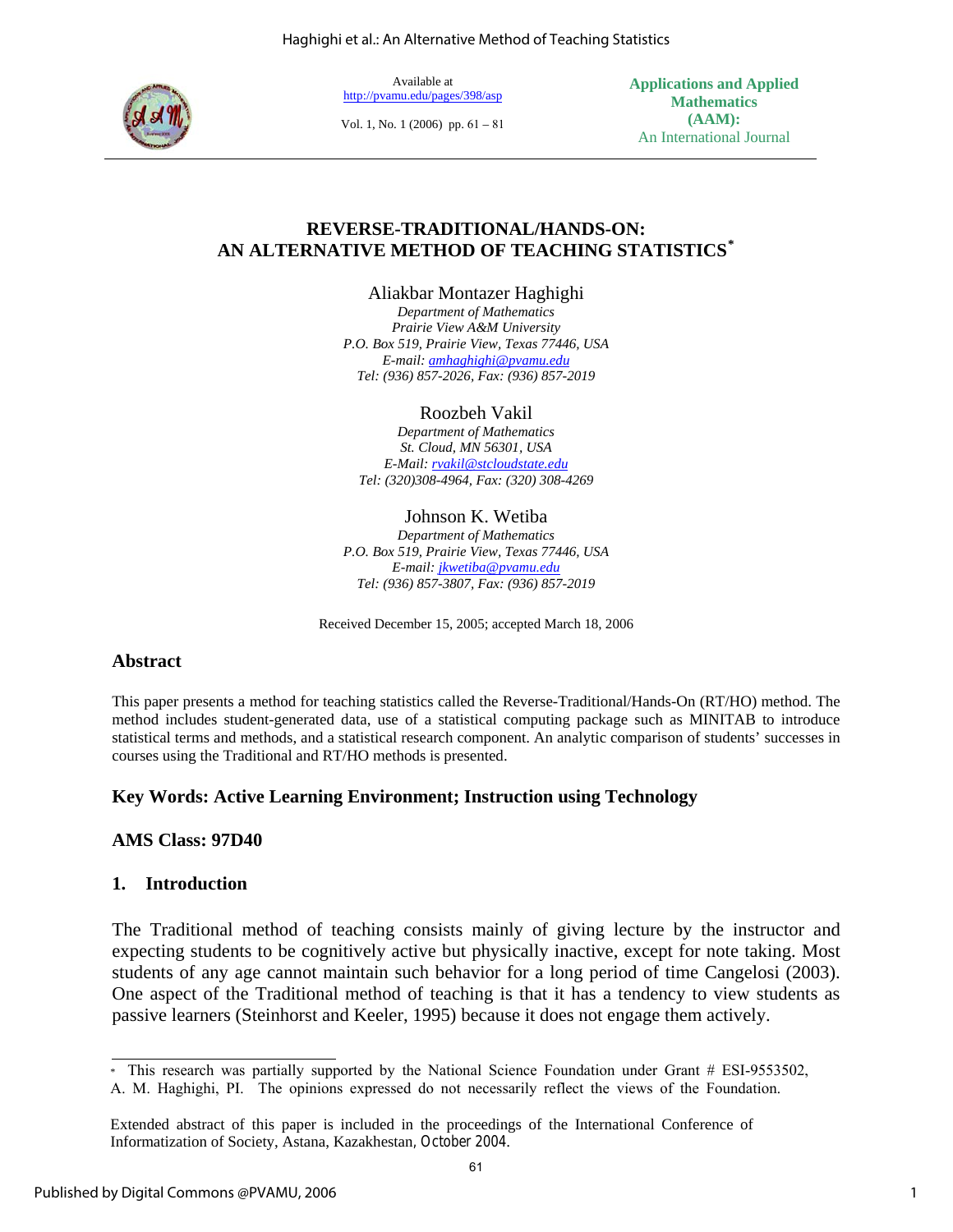Available at
http://pvamu.edu/pages/398/asp

Vol. 1, No. 1 (2006) pp. 61 – 81

**Applications and Applied Mathematics (AAM):**
An International Journal

# REVERSE-TRADITIONAL/HANDS-ON: AN ALTERNATIVE METHOD OF TEACHING STATISTICS*

Aliakbar Montazer Haghighi
*Department of Mathematics*
*Prairie View A&M University*
*P.O. Box 519, Prairie View, Texas 77446, USA*
*E-mail: amhaghighi@pvamu.edu*
*Tel: (936) 857-2026, Fax: (936) 857-2019*

Roozbeh Vakil
*Department of Mathematics*
*St. Cloud, MN 56301, USA*
*E-Mail: rvakil@stcloudstate.edu*
*Tel: (320)308-4964, Fax: (320) 308-4269*

Johnson K. Wetiba
*Department of Mathematics*
*P.O. Box 519, Prairie View, Texas 77446, USA*
*E-mail: jkwetiba@pvamu.edu*
*Tel: (936) 857-3807, Fax: (936) 857-2019*

Received December 15, 2005; accepted March 18, 2006

## Abstract

This paper presents a method for teaching statistics called the Reverse-Traditional/Hands-On (RT/HO) method. The method includes student-generated data, use of a statistical computing package such as MINITAB to introduce statistical terms and methods, and a statistical research component. An analytic comparison of students' successes in courses using the Traditional and RT/HO methods is presented.

**Key Words: Active Learning Environment; Instruction using Technology**

**AMS Class: 97D40**

## 1. Introduction

The Traditional method of teaching consists mainly of giving lecture by the instructor and expecting students to be cognitively active but physically inactive, except for note taking. Most students of any age cannot maintain such behavior for a long period of time Cangelosi (2003). One aspect of the Traditional method of teaching is that it has a tendency to view students as passive learners (Steinhorst and Keeler, 1995) because it does not engage them actively.

---

* This research was partially supported by the National Science Foundation under Grant # ESI-9553502, A. M. Haghighi, PI. The opinions expressed do not necessarily reflect the views of the Foundation.

Extended abstract of this paper is included in the proceedings of the International Conference of Informatization of Society, Astana, Kazakhestan, October 2004.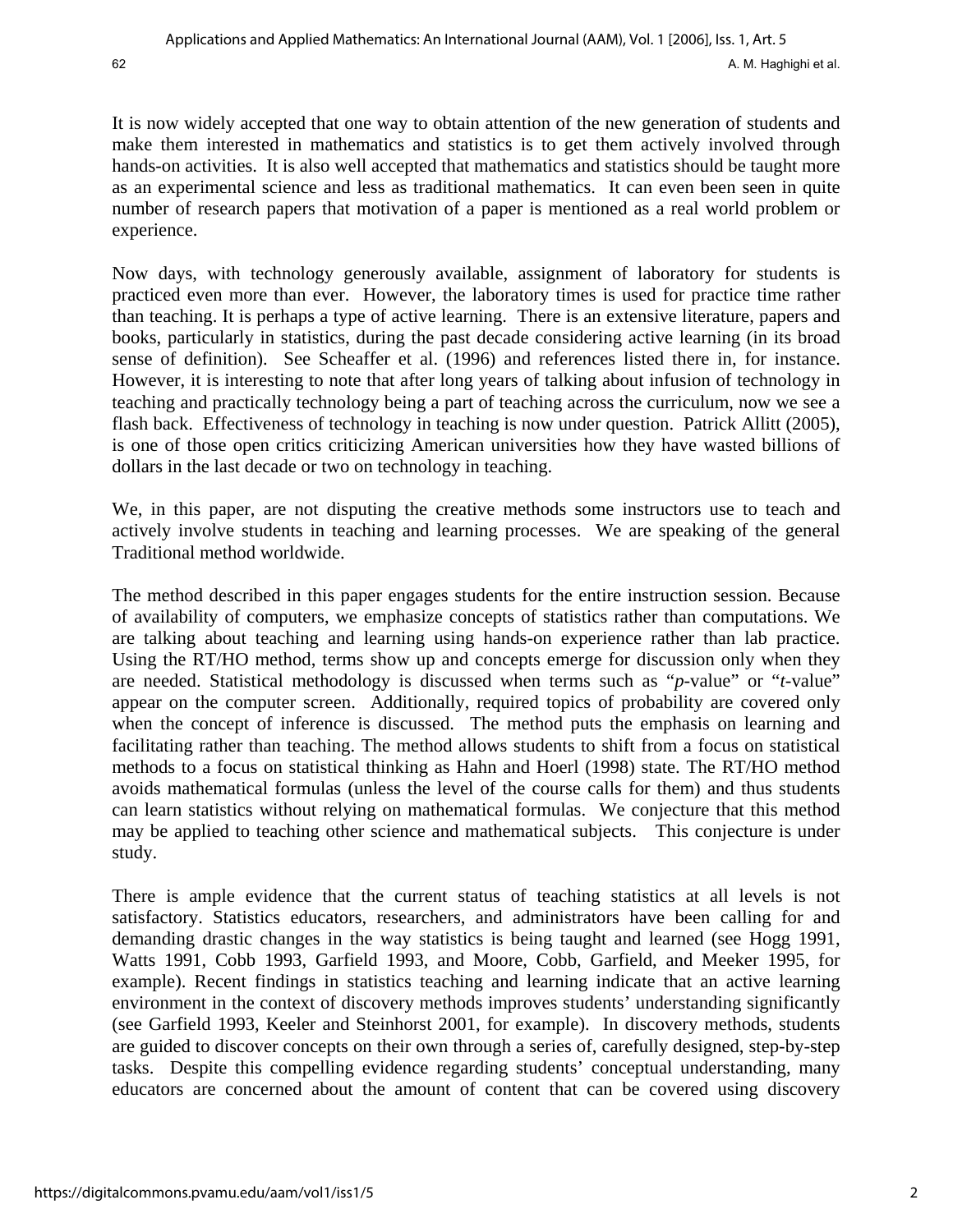It is now widely accepted that one way to obtain attention of the new generation of students and make them interested in mathematics and statistics is to get them actively involved through hands-on activities. It is also well accepted that mathematics and statistics should be taught more as an experimental science and less as traditional mathematics. It can even been seen in quite number of research papers that motivation of a paper is mentioned as a real world problem or experience.

Now days, with technology generously available, assignment of laboratory for students is practiced even more than ever. However, the laboratory times is used for practice time rather than teaching. It is perhaps a type of active learning. There is an extensive literature, papers and books, particularly in statistics, during the past decade considering active learning (in its broad sense of definition). See Scheaffer et al. (1996) and references listed there in, for instance. However, it is interesting to note that after long years of talking about infusion of technology in teaching and practically technology being a part of teaching across the curriculum, now we see a flash back. Effectiveness of technology in teaching is now under question. Patrick Allitt (2005), is one of those open critics criticizing American universities how they have wasted billions of dollars in the last decade or two on technology in teaching.

We, in this paper, are not disputing the creative methods some instructors use to teach and actively involve students in teaching and learning processes. We are speaking of the general Traditional method worldwide.

The method described in this paper engages students for the entire instruction session. Because of availability of computers, we emphasize concepts of statistics rather than computations. We are talking about teaching and learning using hands-on experience rather than lab practice. Using the RT/HO method, terms show up and concepts emerge for discussion only when they are needed. Statistical methodology is discussed when terms such as "*p*-value" or "*t*-value" appear on the computer screen. Additionally, required topics of probability are covered only when the concept of inference is discussed. The method puts the emphasis on learning and facilitating rather than teaching. The method allows students to shift from a focus on statistical methods to a focus on statistical thinking as Hahn and Hoerl (1998) state. The RT/HO method avoids mathematical formulas (unless the level of the course calls for them) and thus students can learn statistics without relying on mathematical formulas. We conjecture that this method may be applied to teaching other science and mathematical subjects. This conjecture is under study.

There is ample evidence that the current status of teaching statistics at all levels is not satisfactory. Statistics educators, researchers, and administrators have been calling for and demanding drastic changes in the way statistics is being taught and learned (see Hogg 1991, Watts 1991, Cobb 1993, Garfield 1993, and Moore, Cobb, Garfield, and Meeker 1995, for example). Recent findings in statistics teaching and learning indicate that an active learning environment in the context of discovery methods improves students' understanding significantly (see Garfield 1993, Keeler and Steinhorst 2001, for example). In discovery methods, students are guided to discover concepts on their own through a series of, carefully designed, step-by-step tasks. Despite this compelling evidence regarding students' conceptual understanding, many educators are concerned about the amount of content that can be covered using discovery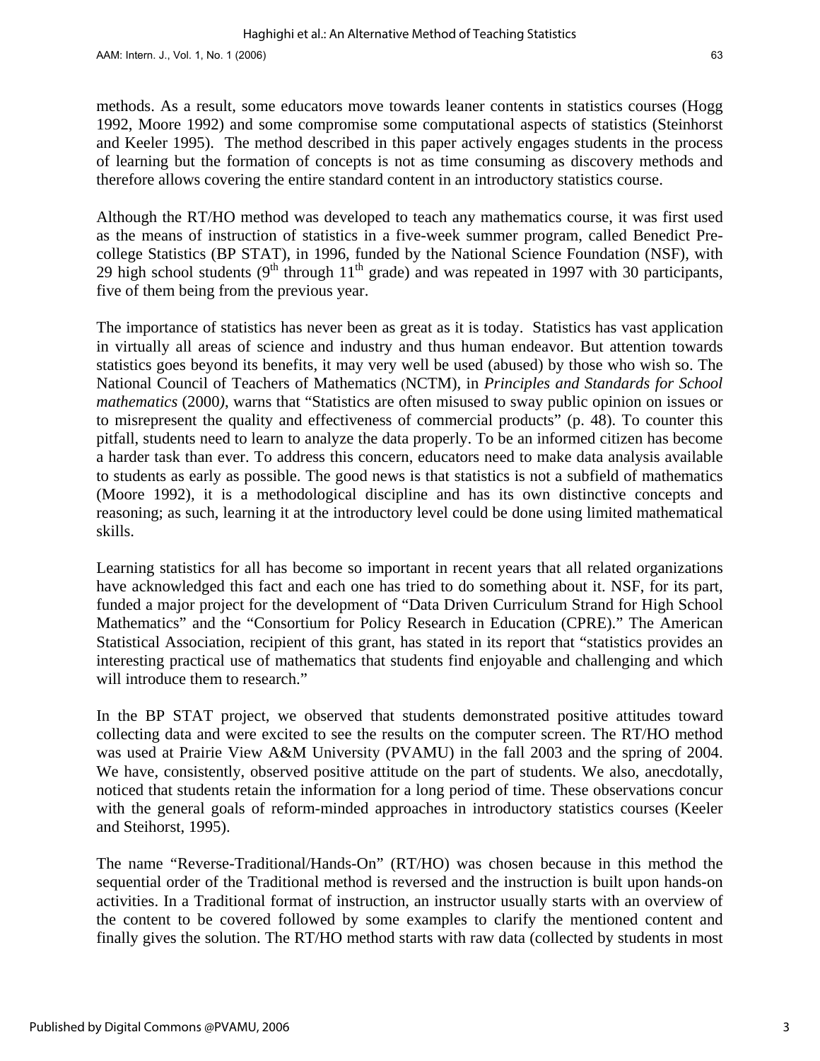methods. As a result, some educators move towards leaner contents in statistics courses (Hogg 1992, Moore 1992) and some compromise some computational aspects of statistics (Steinhorst and Keeler 1995). The method described in this paper actively engages students in the process of learning but the formation of concepts is not as time consuming as discovery methods and therefore allows covering the entire standard content in an introductory statistics course.

Although the RT/HO method was developed to teach any mathematics course, it was first used as the means of instruction of statistics in a five-week summer program, called Benedict Pre-college Statistics (BP STAT), in 1996, funded by the National Science Foundation (NSF), with 29 high school students (9th through 11th grade) and was repeated in 1997 with 30 participants, five of them being from the previous year.

The importance of statistics has never been as great as it is today. Statistics has vast application in virtually all areas of science and industry and thus human endeavor. But attention towards statistics goes beyond its benefits, it may very well be used (abused) by those who wish so. The National Council of Teachers of Mathematics (NCTM), in *Principles and Standards for School mathematics* (2000), warns that "Statistics are often misused to sway public opinion on issues or to misrepresent the quality and effectiveness of commercial products" (p. 48). To counter this pitfall, students need to learn to analyze the data properly. To be an informed citizen has become a harder task than ever. To address this concern, educators need to make data analysis available to students as early as possible. The good news is that statistics is not a subfield of mathematics (Moore 1992), it is a methodological discipline and has its own distinctive concepts and reasoning; as such, learning it at the introductory level could be done using limited mathematical skills.

Learning statistics for all has become so important in recent years that all related organizations have acknowledged this fact and each one has tried to do something about it. NSF, for its part, funded a major project for the development of "Data Driven Curriculum Strand for High School Mathematics" and the "Consortium for Policy Research in Education (CPRE)." The American Statistical Association, recipient of this grant, has stated in its report that "statistics provides an interesting practical use of mathematics that students find enjoyable and challenging and which will introduce them to research."

In the BP STAT project, we observed that students demonstrated positive attitudes toward collecting data and were excited to see the results on the computer screen. The RT/HO method was used at Prairie View A&M University (PVAMU) in the fall 2003 and the spring of 2004. We have, consistently, observed positive attitude on the part of students. We also, anecdotally, noticed that students retain the information for a long period of time. These observations concur with the general goals of reform-minded approaches in introductory statistics courses (Keeler and Steihorst, 1995).

The name "Reverse-Traditional/Hands-On" (RT/HO) was chosen because in this method the sequential order of the Traditional method is reversed and the instruction is built upon hands-on activities. In a Traditional format of instruction, an instructor usually starts with an overview of the content to be covered followed by some examples to clarify the mentioned content and finally gives the solution. The RT/HO method starts with raw data (collected by students in most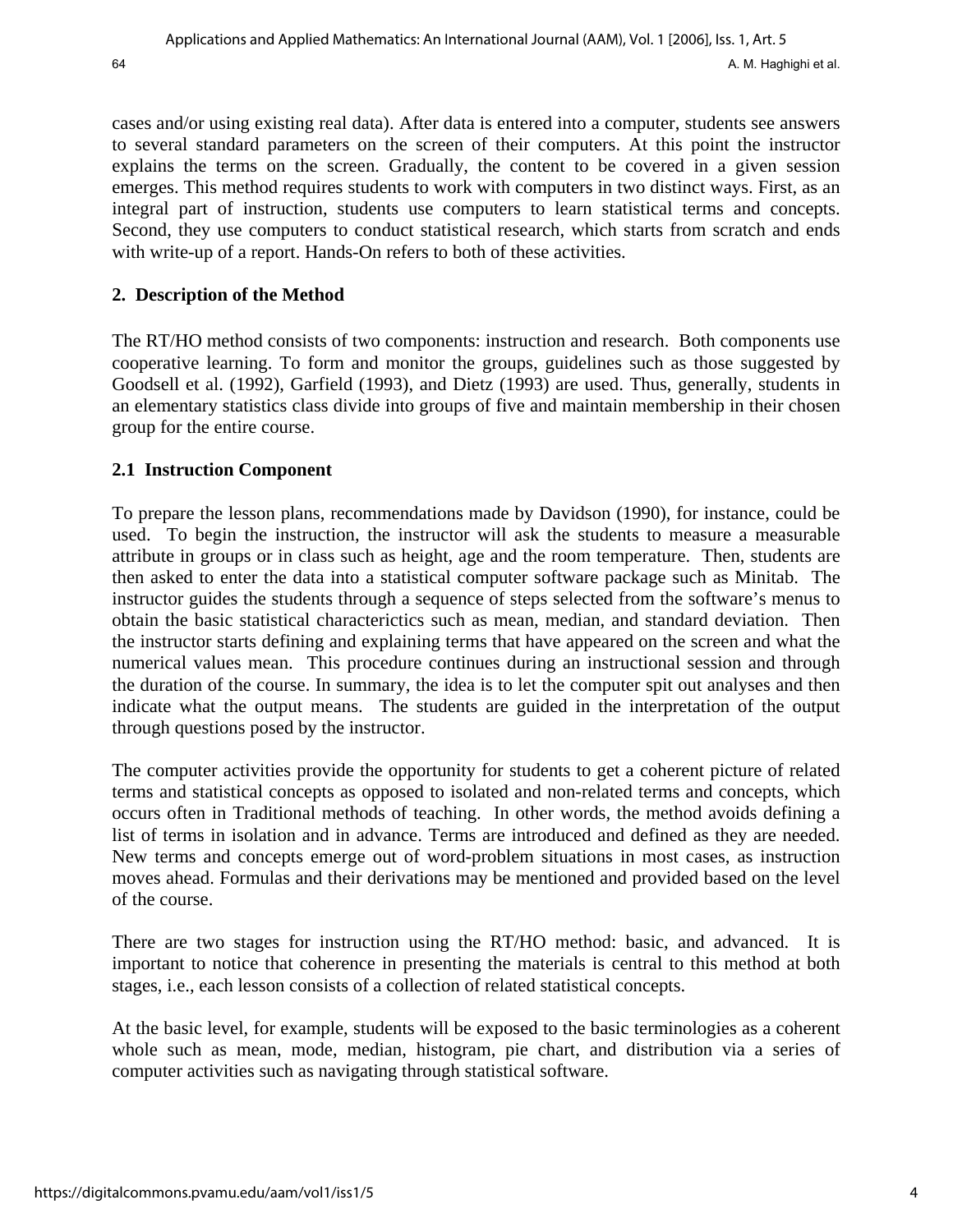cases and/or using existing real data). After data is entered into a computer, students see answers to several standard parameters on the screen of their computers. At this point the instructor explains the terms on the screen. Gradually, the content to be covered in a given session emerges. This method requires students to work with computers in two distinct ways. First, as an integral part of instruction, students use computers to learn statistical terms and concepts. Second, they use computers to conduct statistical research, which starts from scratch and ends with write-up of a report. Hands-On refers to both of these activities.

## 2. Description of the Method

The RT/HO method consists of two components: instruction and research. Both components use cooperative learning. To form and monitor the groups, guidelines such as those suggested by Goodsell et al. (1992), Garfield (1993), and Dietz (1993) are used. Thus, generally, students in an elementary statistics class divide into groups of five and maintain membership in their chosen group for the entire course.

### 2.1 Instruction Component

To prepare the lesson plans, recommendations made by Davidson (1990), for instance, could be used. To begin the instruction, the instructor will ask the students to measure a measurable attribute in groups or in class such as height, age and the room temperature. Then, students are then asked to enter the data into a statistical computer software package such as Minitab. The instructor guides the students through a sequence of steps selected from the software's menus to obtain the basic statistical characterictics such as mean, median, and standard deviation. Then the instructor starts defining and explaining terms that have appeared on the screen and what the numerical values mean. This procedure continues during an instructional session and through the duration of the course. In summary, the idea is to let the computer spit out analyses and then indicate what the output means. The students are guided in the interpretation of the output through questions posed by the instructor.

The computer activities provide the opportunity for students to get a coherent picture of related terms and statistical concepts as opposed to isolated and non-related terms and concepts, which occurs often in Traditional methods of teaching. In other words, the method avoids defining a list of terms in isolation and in advance. Terms are introduced and defined as they are needed. New terms and concepts emerge out of word-problem situations in most cases, as instruction moves ahead. Formulas and their derivations may be mentioned and provided based on the level of the course.

There are two stages for instruction using the RT/HO method: basic, and advanced. It is important to notice that coherence in presenting the materials is central to this method at both stages, i.e., each lesson consists of a collection of related statistical concepts.

At the basic level, for example, students will be exposed to the basic terminologies as a coherent whole such as mean, mode, median, histogram, pie chart, and distribution via a series of computer activities such as navigating through statistical software.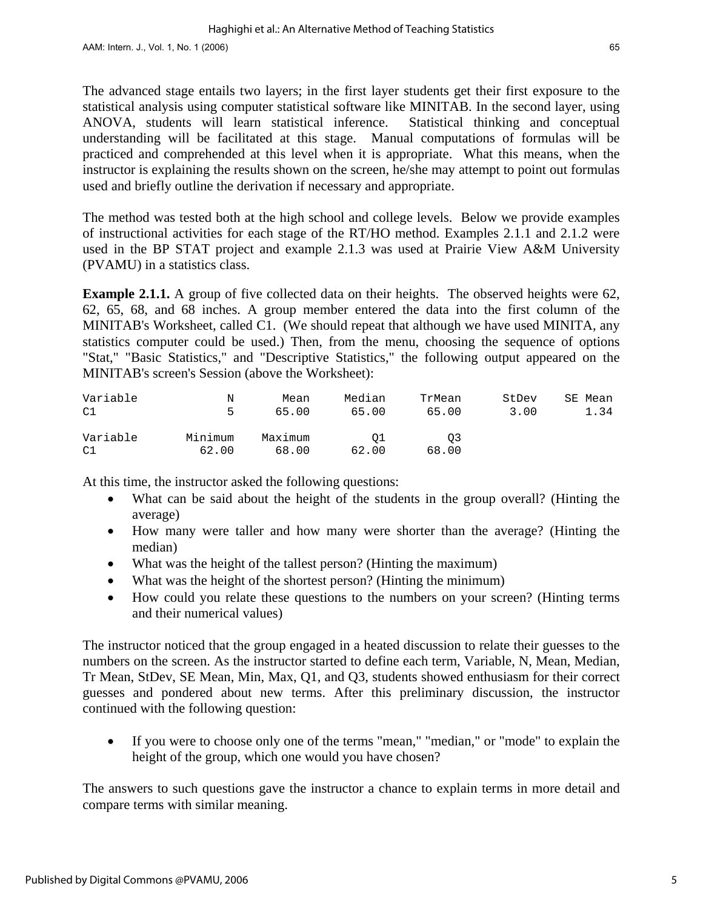The advanced stage entails two layers; in the first layer students get their first exposure to the statistical analysis using computer statistical software like MINITAB. In the second layer, using ANOVA, students will learn statistical inference. Statistical thinking and conceptual understanding will be facilitated at this stage. Manual computations of formulas will be practiced and comprehended at this level when it is appropriate. What this means, when the instructor is explaining the results shown on the screen, he/she may attempt to point out formulas used and briefly outline the derivation if necessary and appropriate.

The method was tested both at the high school and college levels. Below we provide examples of instructional activities for each stage of the RT/HO method. Examples 2.1.1 and 2.1.2 were used in the BP STAT project and example 2.1.3 was used at Prairie View A&M University (PVAMU) in a statistics class.

**Example 2.1.1.** A group of five collected data on their heights. The observed heights were 62, 62, 65, 68, and 68 inches. A group member entered the data into the first column of the MINITAB's Worksheet, called C1. (We should repeat that although we have used MINITA, any statistics computer could be used.) Then, from the menu, choosing the sequence of options "Stat," "Basic Statistics," and "Descriptive Statistics," the following output appeared on the MINITAB's screen's Session (above the Worksheet):

```
Variable          N       Mean     Median     TrMean      StDev    SE Mean
C1                5      65.00      65.00      65.00       3.00       1.34

Variable    Minimum    Maximum         Q1         Q3
C1            62.00      68.00      62.00      68.00
```

At this time, the instructor asked the following questions:

- What can be said about the height of the students in the group overall? (Hinting the average)
- How many were taller and how many were shorter than the average? (Hinting the median)
- What was the height of the tallest person? (Hinting the maximum)
- What was the height of the shortest person? (Hinting the minimum)
- How could you relate these questions to the numbers on your screen? (Hinting terms and their numerical values)

The instructor noticed that the group engaged in a heated discussion to relate their guesses to the numbers on the screen. As the instructor started to define each term, Variable, N, Mean, Median, Tr Mean, StDev, SE Mean, Min, Max, Q1, and Q3, students showed enthusiasm for their correct guesses and pondered about new terms. After this preliminary discussion, the instructor continued with the following question:

- If you were to choose only one of the terms "mean," "median," or "mode" to explain the height of the group, which one would you have chosen?

The answers to such questions gave the instructor a chance to explain terms in more detail and compare terms with similar meaning.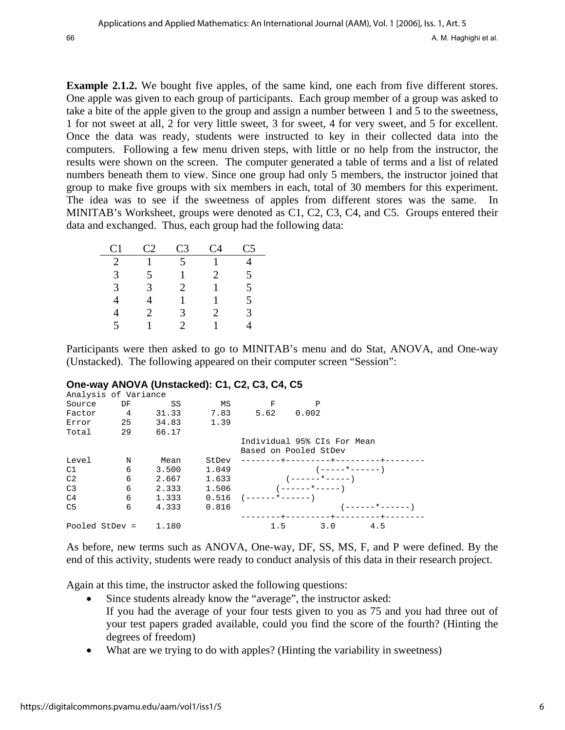**Example 2.1.2.** We bought five apples, of the same kind, one each from five different stores. One apple was given to each group of participants. Each group member of a group was asked to take a bite of the apple given to the group and assign a number between 1 and 5 to the sweetness, 1 for not sweet at all, 2 for very little sweet, 3 for sweet, 4 for very sweet, and 5 for excellent. Once the data was ready, students were instructed to key in their collected data into the computers. Following a few menu driven steps, with little or no help from the instructor, the results were shown on the screen. The computer generated a table of terms and a list of related numbers beneath them to view. Since one group had only 5 members, the instructor joined that group to make five groups with six members in each, total of 30 members for this experiment. The idea was to see if the sweetness of apples from different stores was the same. In MINITAB's Worksheet, groups were denoted as C1, C2, C3, C4, and C5. Groups entered their data and exchanged. Thus, each group had the following data:

| C1 | C2 | C3 | C4 | C5 |
|---|---|---|---|---|
| 2 | 1 | 5 | 1 | 4 |
| 3 | 5 | 1 | 2 | 5 |
| 3 | 3 | 2 | 1 | 5 |
| 4 | 4 | 1 | 1 | 5 |
| 4 | 2 | 3 | 2 | 3 |
| 5 | 1 | 2 | 1 | 4 |

Participants were then asked to go to MINITAB's menu and do Stat, ANOVA, and One-way (Unstacked). The following appeared on their computer screen "Session":

**One-way ANOVA (Unstacked): C1, C2, C3, C4, C5**

```
Analysis of Variance
Source     DF        SS        MS        F        P
Factor      4     31.33      7.83     5.62    0.002
Error      25     34.83      1.39
Total      29     66.17
                                   Individual 95% CIs For Mean
                                   Based on Pooled StDev
Level       N      Mean     StDev  --------+---------+---------+--------
C1          6     3.500     1.049                 (-----*------)
C2          6     2.667     1.633           (------*-----)
C3          6     2.333     1.506         (------*-----)
C4          6     1.333     0.516  (------*------)
C5          6     4.333     0.816                         (------*------)
                                   --------+---------+---------+--------
Pooled StDev =    1.180                 1.5       3.0       4.5
```

As before, new terms such as ANOVA, One-way, DF, SS, MS, F, and P were defined. By the end of this activity, students were ready to conduct analysis of this data in their research project.

Again at this time, the instructor asked the following questions:

- Since students already know the "average", the instructor asked:
  If you had the average of your four tests given to you as 75 and you had three out of your test papers graded available, could you find the score of the fourth? (Hinting the degrees of freedom)
- What are we trying to do with apples? (Hinting the variability in sweetness)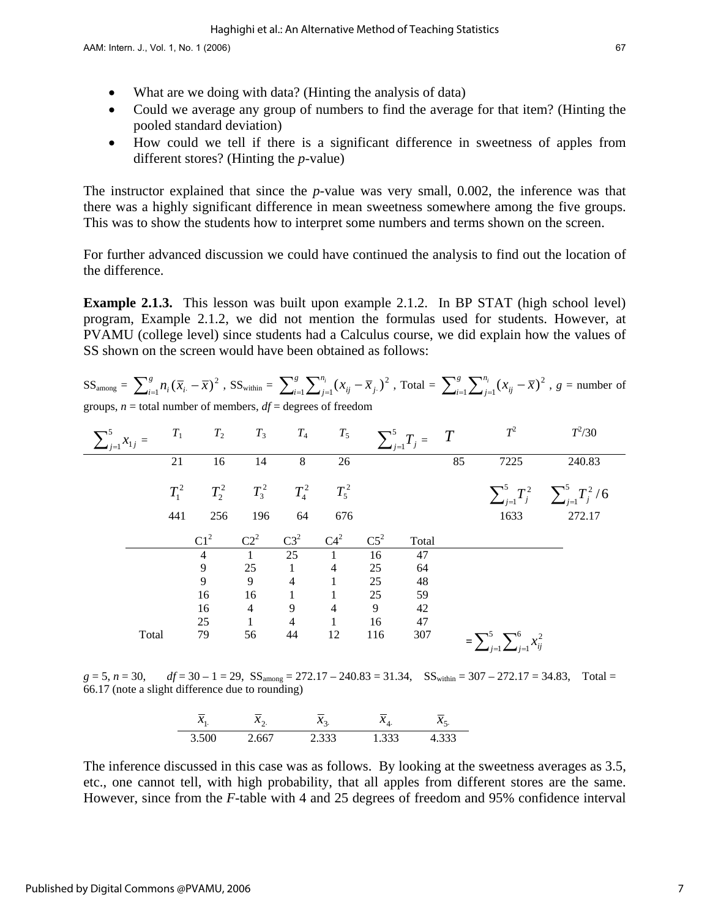- What are we doing with data? (Hinting the analysis of data)
- Could we average any group of numbers to find the average for that item? (Hinting the pooled standard deviation)
- How could we tell if there is a significant difference in sweetness of apples from different stores? (Hinting the *p*-value)

The instructor explained that since the *p*-value was very small, 0.002, the inference was that there was a highly significant difference in mean sweetness somewhere among the five groups. This was to show the students how to interpret some numbers and terms shown on the screen.

For further advanced discussion we could have continued the analysis to find out the location of the difference.

**Example 2.1.3.** This lesson was built upon example 2.1.2. In BP STAT (high school level) program, Example 2.1.2, we did not mention the formulas used for students. However, at PVAMU (college level) since students had a Calculus course, we did explain how the values of SS shown on the screen would have been obtained as follows:

$SS_{among} = \sum_{i=1}^{g} n_i (\bar{x}_{i.} - \bar{x})^2$, $SS_{within} = \sum_{i=1}^{g} \sum_{j=1}^{n_i} (x_{ij} - \bar{x}_{j.})^2$, Total $= \sum_{i=1}^{g} \sum_{j=1}^{n_i} (x_{ij} - \bar{x})^2$, $g$ = number of groups, $n$ = total number of members, $df$ = degrees of freedom

| $\sum_{j=1}^{5} x_{1j} =$ | $T_1$ | $T_2$ | $T_3$ | $T_4$ | $T_5$ | $\sum_{j=1}^{5} T_j =$ | $T$ | $T^2$ | $T^2/30$ |
|---|---|---|---|---|---|---|---|---|---|
| | 21 | 16 | 14 | 8 | 26 | | 85 | 7225 | 240.83 |
| | $T_1^2$ | $T_2^2$ | $T_3^2$ | $T_4^2$ | $T_5^2$ | | | $\sum_{j=1}^{5} T_j^2$ | $\sum_{j=1}^{5} T_j^2 / 6$ |
| | 441 | 256 | 196 | 64 | 676 | | | 1633 | 272.17 |

| | $C1^2$ | $C2^2$ | $C3^2$ | $C4^2$ | $C5^2$ | Total |
|---|---|---|---|---|---|---|
| | 4 | 1 | 25 | 1 | 16 | 47 |
| | 9 | 25 | 1 | 4 | 25 | 64 |
| | 9 | 9 | 4 | 1 | 25 | 48 |
| | 16 | 16 | 1 | 1 | 25 | 59 |
| | 16 | 4 | 9 | 4 | 9 | 42 |
| | 25 | 1 | 4 | 1 | 16 | 47 |
| Total | 79 | 56 | 44 | 12 | 116 | 307 $= \sum_{j=1}^{5} \sum_{j=1}^{6} x_{ij}^2$ |

$g = 5$, $n = 30$, $df = 30 - 1 = 29$, $SS_{among} = 272.17 - 240.83 = 31.34$, $SS_{within} = 307 - 272.17 = 34.83$, Total = 66.17 (note a slight difference due to rounding)

| $\bar{x}_{1.}$ | $\bar{x}_{2.}$ | $\bar{x}_{3.}$ | $\bar{x}_{4.}$ | $\bar{x}_{5.}$ |
|---|---|---|---|---|
| 3.500 | 2.667 | 2.333 | 1.333 | 4.333 |

The inference discussed in this case was as follows. By looking at the sweetness averages as 3.5, etc., one cannot tell, with high probability, that all apples from different stores are the same. However, since from the *F*-table with 4 and 25 degrees of freedom and 95% confidence interval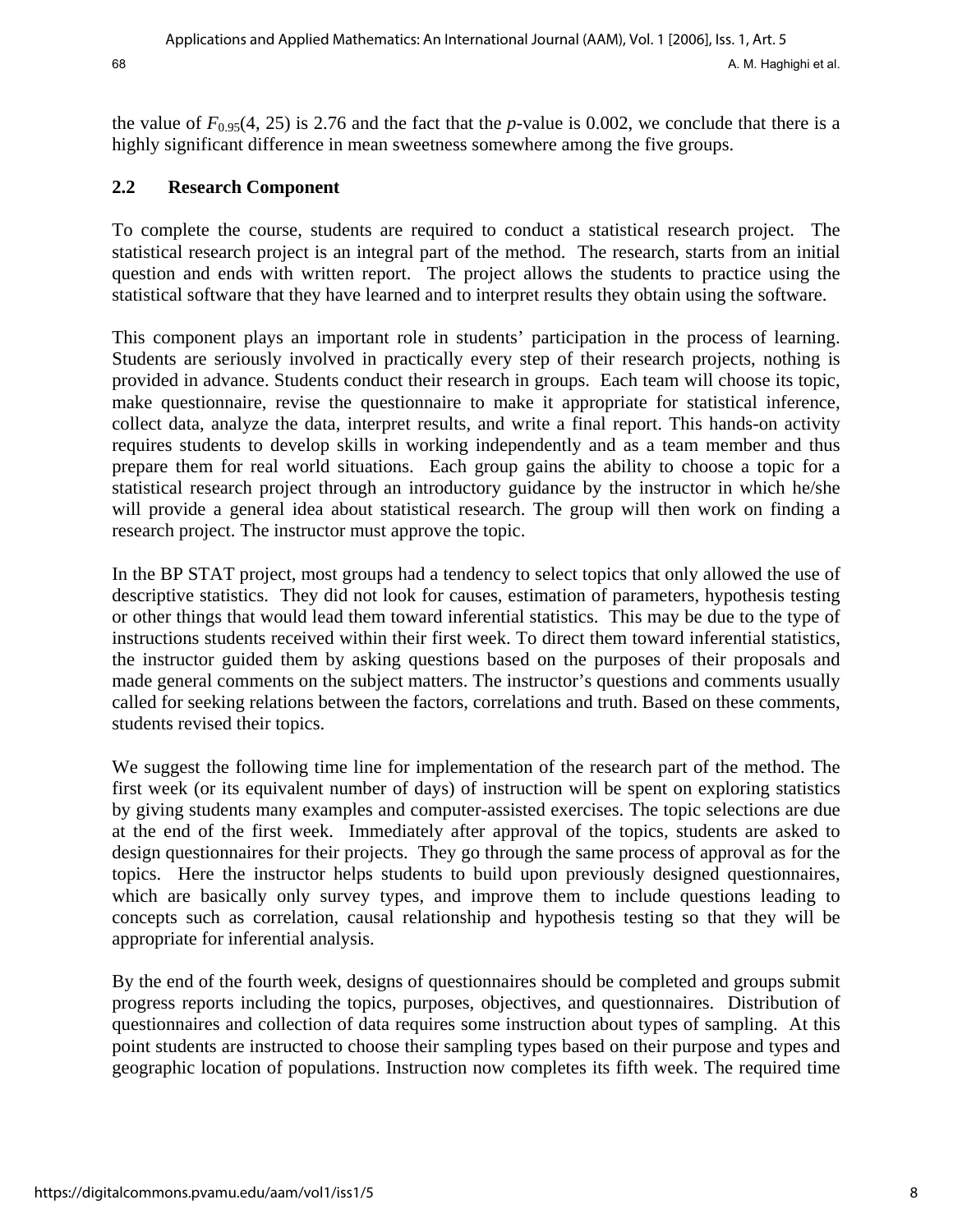the value of $F_{0.95}(4, 25)$ is 2.76 and the fact that the *p*-value is 0.002, we conclude that there is a highly significant difference in mean sweetness somewhere among the five groups.

### 2.2 Research Component

To complete the course, students are required to conduct a statistical research project. The statistical research project is an integral part of the method. The research, starts from an initial question and ends with written report. The project allows the students to practice using the statistical software that they have learned and to interpret results they obtain using the software.

This component plays an important role in students' participation in the process of learning. Students are seriously involved in practically every step of their research projects, nothing is provided in advance. Students conduct their research in groups. Each team will choose its topic, make questionnaire, revise the questionnaire to make it appropriate for statistical inference, collect data, analyze the data, interpret results, and write a final report. This hands-on activity requires students to develop skills in working independently and as a team member and thus prepare them for real world situations. Each group gains the ability to choose a topic for a statistical research project through an introductory guidance by the instructor in which he/she will provide a general idea about statistical research. The group will then work on finding a research project. The instructor must approve the topic.

In the BP STAT project, most groups had a tendency to select topics that only allowed the use of descriptive statistics. They did not look for causes, estimation of parameters, hypothesis testing or other things that would lead them toward inferential statistics. This may be due to the type of instructions students received within their first week. To direct them toward inferential statistics, the instructor guided them by asking questions based on the purposes of their proposals and made general comments on the subject matters. The instructor's questions and comments usually called for seeking relations between the factors, correlations and truth. Based on these comments, students revised their topics.

We suggest the following time line for implementation of the research part of the method. The first week (or its equivalent number of days) of instruction will be spent on exploring statistics by giving students many examples and computer-assisted exercises. The topic selections are due at the end of the first week. Immediately after approval of the topics, students are asked to design questionnaires for their projects. They go through the same process of approval as for the topics. Here the instructor helps students to build upon previously designed questionnaires, which are basically only survey types, and improve them to include questions leading to concepts such as correlation, causal relationship and hypothesis testing so that they will be appropriate for inferential analysis.

By the end of the fourth week, designs of questionnaires should be completed and groups submit progress reports including the topics, purposes, objectives, and questionnaires. Distribution of questionnaires and collection of data requires some instruction about types of sampling. At this point students are instructed to choose their sampling types based on their purpose and types and geographic location of populations. Instruction now completes its fifth week. The required time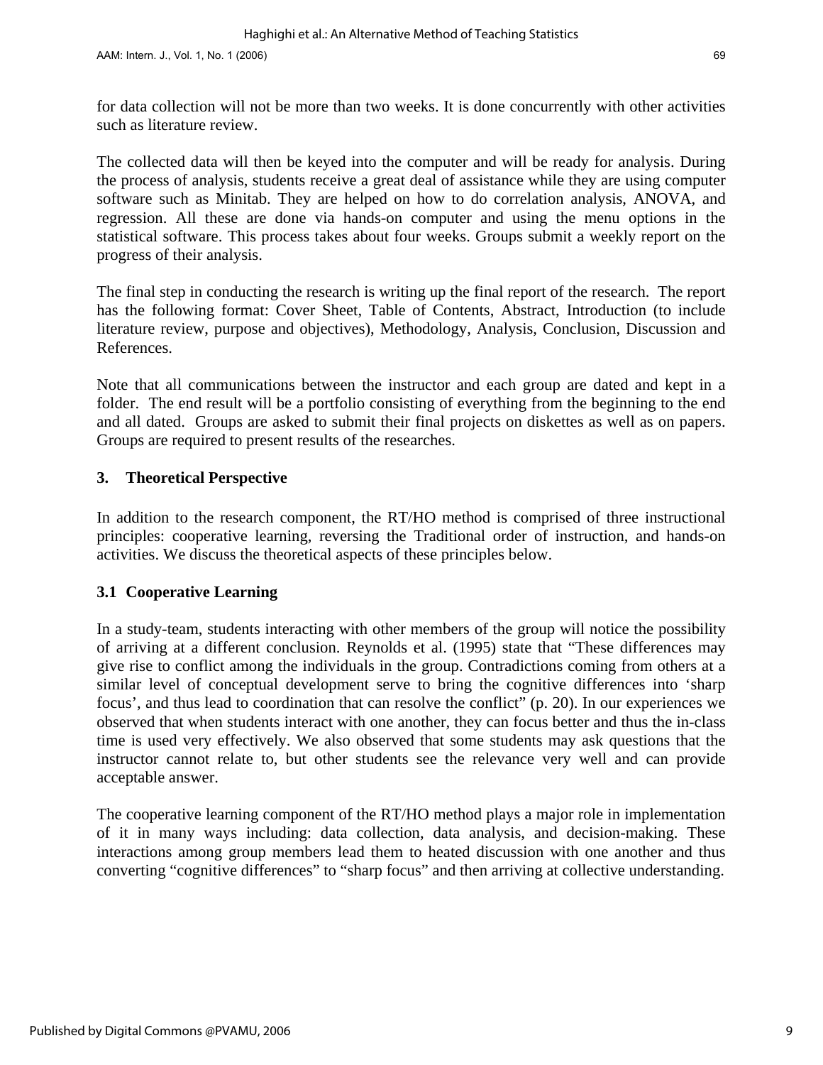for data collection will not be more than two weeks. It is done concurrently with other activities such as literature review.

The collected data will then be keyed into the computer and will be ready for analysis. During the process of analysis, students receive a great deal of assistance while they are using computer software such as Minitab. They are helped on how to do correlation analysis, ANOVA, and regression. All these are done via hands-on computer and using the menu options in the statistical software. This process takes about four weeks. Groups submit a weekly report on the progress of their analysis.

The final step in conducting the research is writing up the final report of the research. The report has the following format: Cover Sheet, Table of Contents, Abstract, Introduction (to include literature review, purpose and objectives), Methodology, Analysis, Conclusion, Discussion and References.

Note that all communications between the instructor and each group are dated and kept in a folder. The end result will be a portfolio consisting of everything from the beginning to the end and all dated. Groups are asked to submit their final projects on diskettes as well as on papers. Groups are required to present results of the researches.

## 3. Theoretical Perspective

In addition to the research component, the RT/HO method is comprised of three instructional principles: cooperative learning, reversing the Traditional order of instruction, and hands-on activities. We discuss the theoretical aspects of these principles below.

### 3.1 Cooperative Learning

In a study-team, students interacting with other members of the group will notice the possibility of arriving at a different conclusion. Reynolds et al. (1995) state that "These differences may give rise to conflict among the individuals in the group. Contradictions coming from others at a similar level of conceptual development serve to bring the cognitive differences into 'sharp focus', and thus lead to coordination that can resolve the conflict" (p. 20). In our experiences we observed that when students interact with one another, they can focus better and thus the in-class time is used very effectively. We also observed that some students may ask questions that the instructor cannot relate to, but other students see the relevance very well and can provide acceptable answer.

The cooperative learning component of the RT/HO method plays a major role in implementation of it in many ways including: data collection, data analysis, and decision-making. These interactions among group members lead them to heated discussion with one another and thus converting "cognitive differences" to "sharp focus" and then arriving at collective understanding.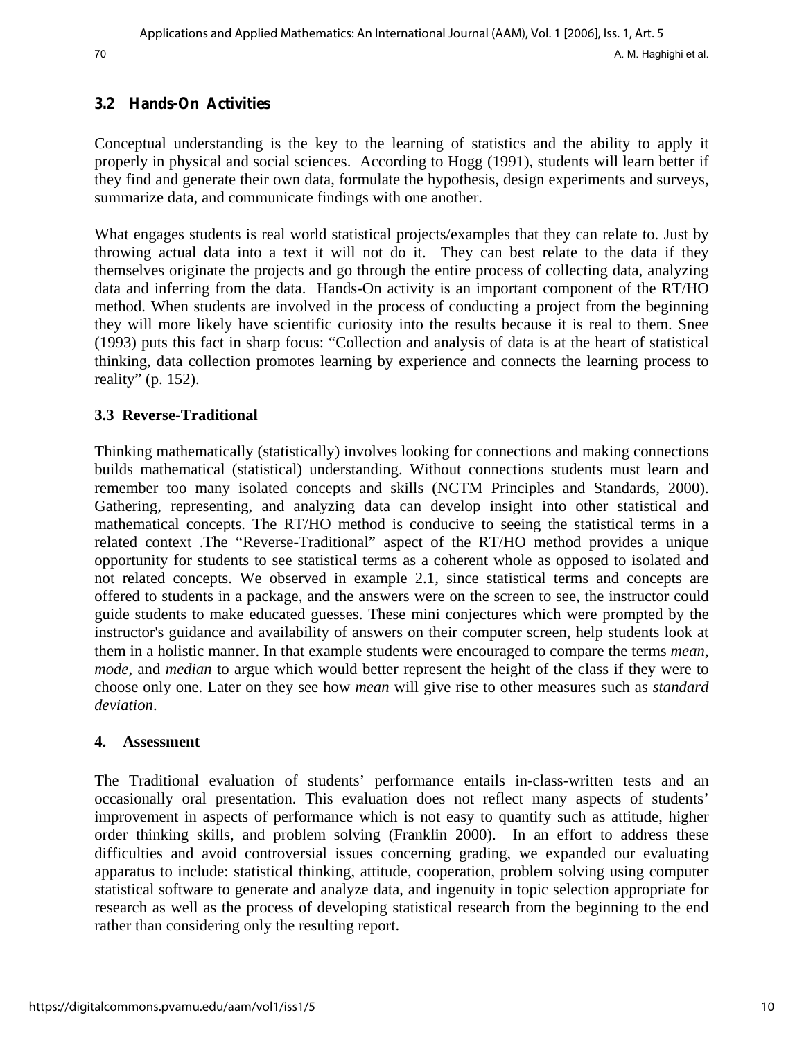### 3.2 Hands-On Activities

Conceptual understanding is the key to the learning of statistics and the ability to apply it properly in physical and social sciences. According to Hogg (1991), students will learn better if they find and generate their own data, formulate the hypothesis, design experiments and surveys, summarize data, and communicate findings with one another.

What engages students is real world statistical projects/examples that they can relate to. Just by throwing actual data into a text it will not do it. They can best relate to the data if they themselves originate the projects and go through the entire process of collecting data, analyzing data and inferring from the data. Hands-On activity is an important component of the RT/HO method. When students are involved in the process of conducting a project from the beginning they will more likely have scientific curiosity into the results because it is real to them. Snee (1993) puts this fact in sharp focus: "Collection and analysis of data is at the heart of statistical thinking, data collection promotes learning by experience and connects the learning process to reality" (p. 152).

### 3.3 Reverse-Traditional

Thinking mathematically (statistically) involves looking for connections and making connections builds mathematical (statistical) understanding. Without connections students must learn and remember too many isolated concepts and skills (NCTM Principles and Standards, 2000). Gathering, representing, and analyzing data can develop insight into other statistical and mathematical concepts. The RT/HO method is conducive to seeing the statistical terms in a related context .The "Reverse-Traditional" aspect of the RT/HO method provides a unique opportunity for students to see statistical terms as a coherent whole as opposed to isolated and not related concepts. We observed in example 2.1, since statistical terms and concepts are offered to students in a package, and the answers were on the screen to see, the instructor could guide students to make educated guesses. These mini conjectures which were prompted by the instructor's guidance and availability of answers on their computer screen, help students look at them in a holistic manner. In that example students were encouraged to compare the terms *mean*, *mode*, and *median* to argue which would better represent the height of the class if they were to choose only one. Later on they see how *mean* will give rise to other measures such as *standard deviation*.

## 4. Assessment

The Traditional evaluation of students' performance entails in-class-written tests and an occasionally oral presentation. This evaluation does not reflect many aspects of students' improvement in aspects of performance which is not easy to quantify such as attitude, higher order thinking skills, and problem solving (Franklin 2000). In an effort to address these difficulties and avoid controversial issues concerning grading, we expanded our evaluating apparatus to include: statistical thinking, attitude, cooperation, problem solving using computer statistical software to generate and analyze data, and ingenuity in topic selection appropriate for research as well as the process of developing statistical research from the beginning to the end rather than considering only the resulting report.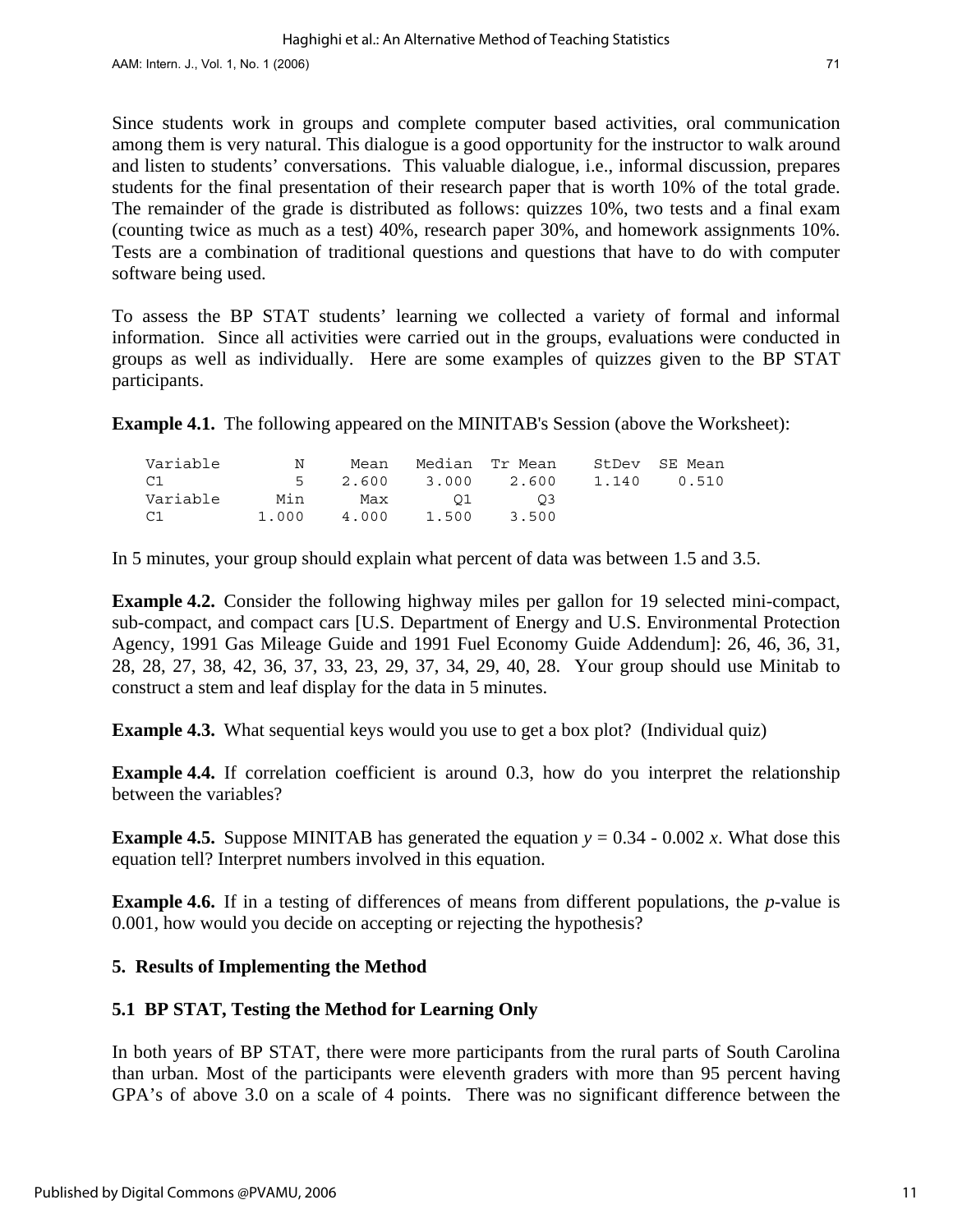Since students work in groups and complete computer based activities, oral communication among them is very natural. This dialogue is a good opportunity for the instructor to walk around and listen to students' conversations. This valuable dialogue, i.e., informal discussion, prepares students for the final presentation of their research paper that is worth 10% of the total grade. The remainder of the grade is distributed as follows: quizzes 10%, two tests and a final exam (counting twice as much as a test) 40%, research paper 30%, and homework assignments 10%. Tests are a combination of traditional questions and questions that have to do with computer software being used.

To assess the BP STAT students' learning we collected a variety of formal and informal information. Since all activities were carried out in the groups, evaluations were conducted in groups as well as individually. Here are some examples of quizzes given to the BP STAT participants.

**Example 4.1.** The following appeared on the MINITAB's Session (above the Worksheet):

```
Variable        N     Mean   Median  Tr Mean    StDev  SE Mean
C1              5    2.600    3.000    2.600    1.140    0.510
Variable      Min      Max       Q1       Q3
C1          1.000    4.000    1.500    3.500
```

In 5 minutes, your group should explain what percent of data was between 1.5 and 3.5.

**Example 4.2.** Consider the following highway miles per gallon for 19 selected mini-compact, sub-compact, and compact cars [U.S. Department of Energy and U.S. Environmental Protection Agency, 1991 Gas Mileage Guide and 1991 Fuel Economy Guide Addendum]: 26, 46, 36, 31, 28, 28, 27, 38, 42, 36, 37, 33, 23, 29, 37, 34, 29, 40, 28. Your group should use Minitab to construct a stem and leaf display for the data in 5 minutes.

**Example 4.3.** What sequential keys would you use to get a box plot? (Individual quiz)

**Example 4.4.** If correlation coefficient is around 0.3, how do you interpret the relationship between the variables?

**Example 4.5.** Suppose MINITAB has generated the equation $y = 0.34 - 0.002\, x$. What dose this equation tell? Interpret numbers involved in this equation.

**Example 4.6.** If in a testing of differences of means from different populations, the $p$-value is 0.001, how would you decide on accepting or rejecting the hypothesis?

## 5. Results of Implementing the Method

### 5.1 BP STAT, Testing the Method for Learning Only

In both years of BP STAT, there were more participants from the rural parts of South Carolina than urban. Most of the participants were eleventh graders with more than 95 percent having GPA's of above 3.0 on a scale of 4 points. There was no significant difference between the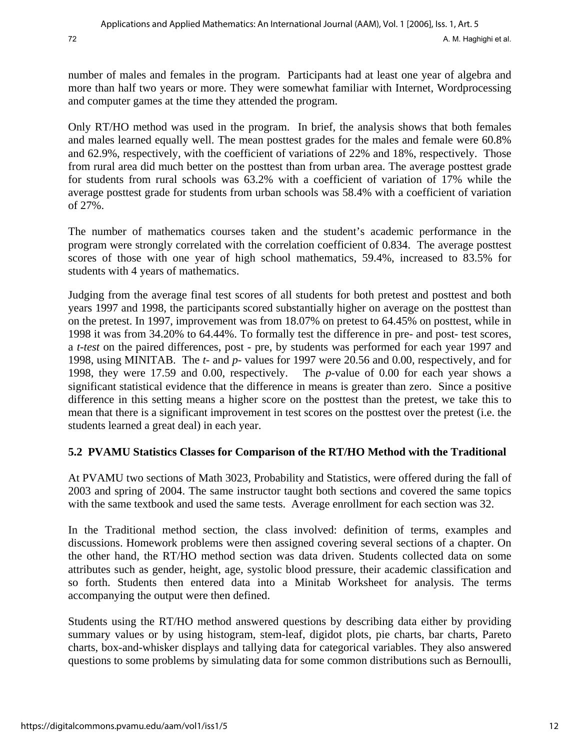number of males and females in the program. Participants had at least one year of algebra and more than half two years or more. They were somewhat familiar with Internet, Wordprocessing and computer games at the time they attended the program.

Only RT/HO method was used in the program. In brief, the analysis shows that both females and males learned equally well. The mean posttest grades for the males and female were 60.8% and 62.9%, respectively, with the coefficient of variations of 22% and 18%, respectively. Those from rural area did much better on the posttest than from urban area. The average posttest grade for students from rural schools was 63.2% with a coefficient of variation of 17% while the average posttest grade for students from urban schools was 58.4% with a coefficient of variation of 27%.

The number of mathematics courses taken and the student's academic performance in the program were strongly correlated with the correlation coefficient of 0.834. The average posttest scores of those with one year of high school mathematics, 59.4%, increased to 83.5% for students with 4 years of mathematics.

Judging from the average final test scores of all students for both pretest and posttest and both years 1997 and 1998, the participants scored substantially higher on average on the posttest than on the pretest. In 1997, improvement was from 18.07% on pretest to 64.45% on posttest, while in 1998 it was from 34.20% to 64.44%. To formally test the difference in pre- and post- test scores, a *t-test* on the paired differences, post - pre, by students was performed for each year 1997 and 1998, using MINITAB. The *t*- and *p*- values for 1997 were 20.56 and 0.00, respectively, and for 1998, they were 17.59 and 0.00, respectively. The *p*-value of 0.00 for each year shows a significant statistical evidence that the difference in means is greater than zero. Since a positive difference in this setting means a higher score on the posttest than the pretest, we take this to mean that there is a significant improvement in test scores on the posttest over the pretest (i.e. the students learned a great deal) in each year.

### 5.2 PVAMU Statistics Classes for Comparison of the RT/HO Method with the Traditional

At PVAMU two sections of Math 3023, Probability and Statistics, were offered during the fall of 2003 and spring of 2004. The same instructor taught both sections and covered the same topics with the same textbook and used the same tests. Average enrollment for each section was 32.

In the Traditional method section, the class involved: definition of terms, examples and discussions. Homework problems were then assigned covering several sections of a chapter. On the other hand, the RT/HO method section was data driven. Students collected data on some attributes such as gender, height, age, systolic blood pressure, their academic classification and so forth. Students then entered data into a Minitab Worksheet for analysis. The terms accompanying the output were then defined.

Students using the RT/HO method answered questions by describing data either by providing summary values or by using histogram, stem-leaf, digidot plots, pie charts, bar charts, Pareto charts, box-and-whisker displays and tallying data for categorical variables. They also answered questions to some problems by simulating data for some common distributions such as Bernoulli,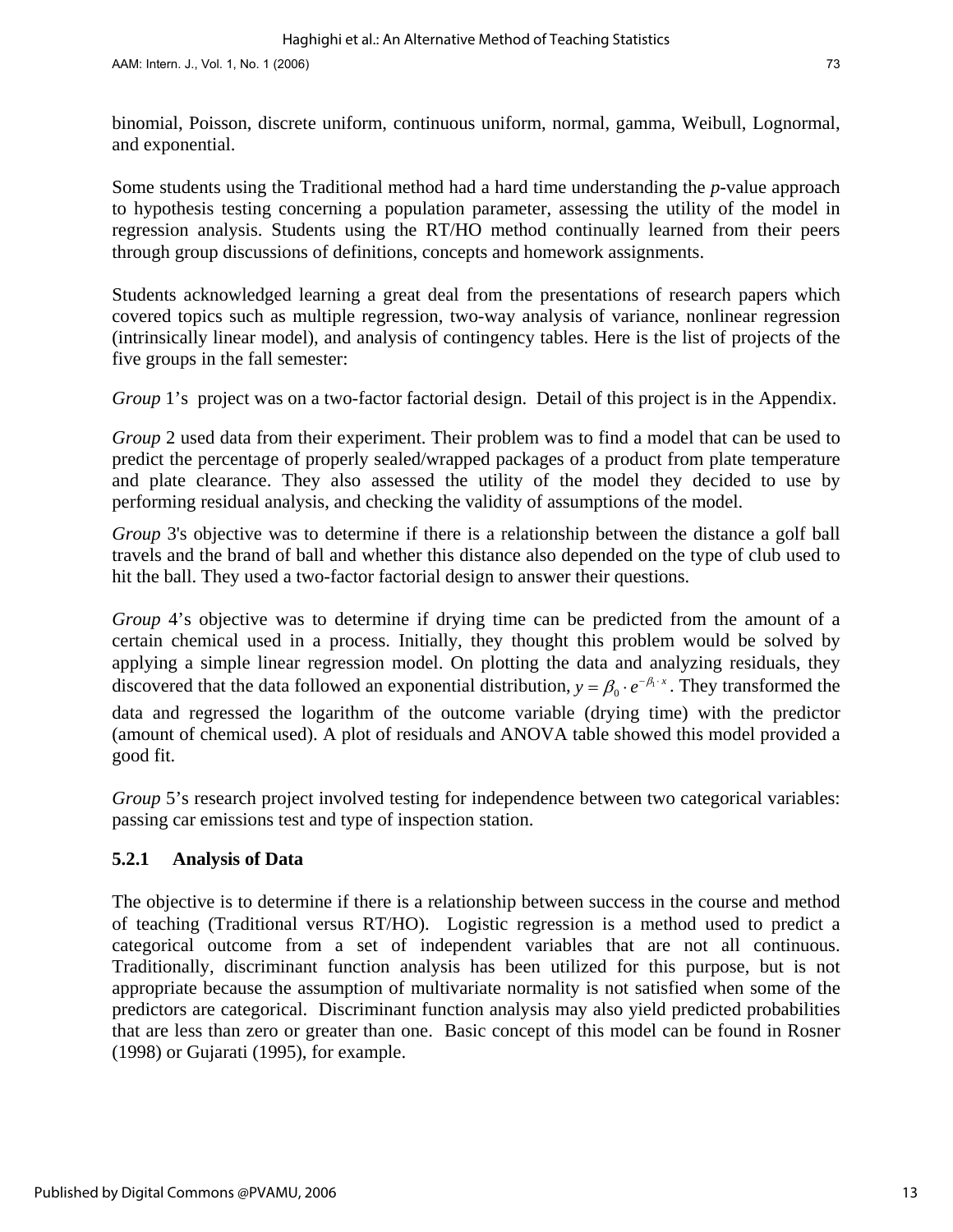binomial, Poisson, discrete uniform, continuous uniform, normal, gamma, Weibull, Lognormal, and exponential.

Some students using the Traditional method had a hard time understanding the *p*-value approach to hypothesis testing concerning a population parameter, assessing the utility of the model in regression analysis. Students using the RT/HO method continually learned from their peers through group discussions of definitions, concepts and homework assignments.

Students acknowledged learning a great deal from the presentations of research papers which covered topics such as multiple regression, two-way analysis of variance, nonlinear regression (intrinsically linear model), and analysis of contingency tables. Here is the list of projects of the five groups in the fall semester:

*Group* 1's project was on a two-factor factorial design. Detail of this project is in the Appendix.

*Group* 2 used data from their experiment. Their problem was to find a model that can be used to predict the percentage of properly sealed/wrapped packages of a product from plate temperature and plate clearance. They also assessed the utility of the model they decided to use by performing residual analysis, and checking the validity of assumptions of the model.

*Group* 3's objective was to determine if there is a relationship between the distance a golf ball travels and the brand of ball and whether this distance also depended on the type of club used to hit the ball. They used a two-factor factorial design to answer their questions.

*Group* 4's objective was to determine if drying time can be predicted from the amount of a certain chemical used in a process. Initially, they thought this problem would be solved by applying a simple linear regression model. On plotting the data and analyzing residuals, they discovered that the data followed an exponential distribution, $y = \beta_0 \cdot e^{-\beta_1 \cdot x}$. They transformed the data and regressed the logarithm of the outcome variable (drying time) with the predictor (amount of chemical used). A plot of residuals and ANOVA table showed this model provided a good fit.

*Group* 5's research project involved testing for independence between two categorical variables: passing car emissions test and type of inspection station.

### 5.2.1 Analysis of Data

The objective is to determine if there is a relationship between success in the course and method of teaching (Traditional versus RT/HO). Logistic regression is a method used to predict a categorical outcome from a set of independent variables that are not all continuous. Traditionally, discriminant function analysis has been utilized for this purpose, but is not appropriate because the assumption of multivariate normality is not satisfied when some of the predictors are categorical. Discriminant function analysis may also yield predicted probabilities that are less than zero or greater than one. Basic concept of this model can be found in Rosner (1998) or Gujarati (1995), for example.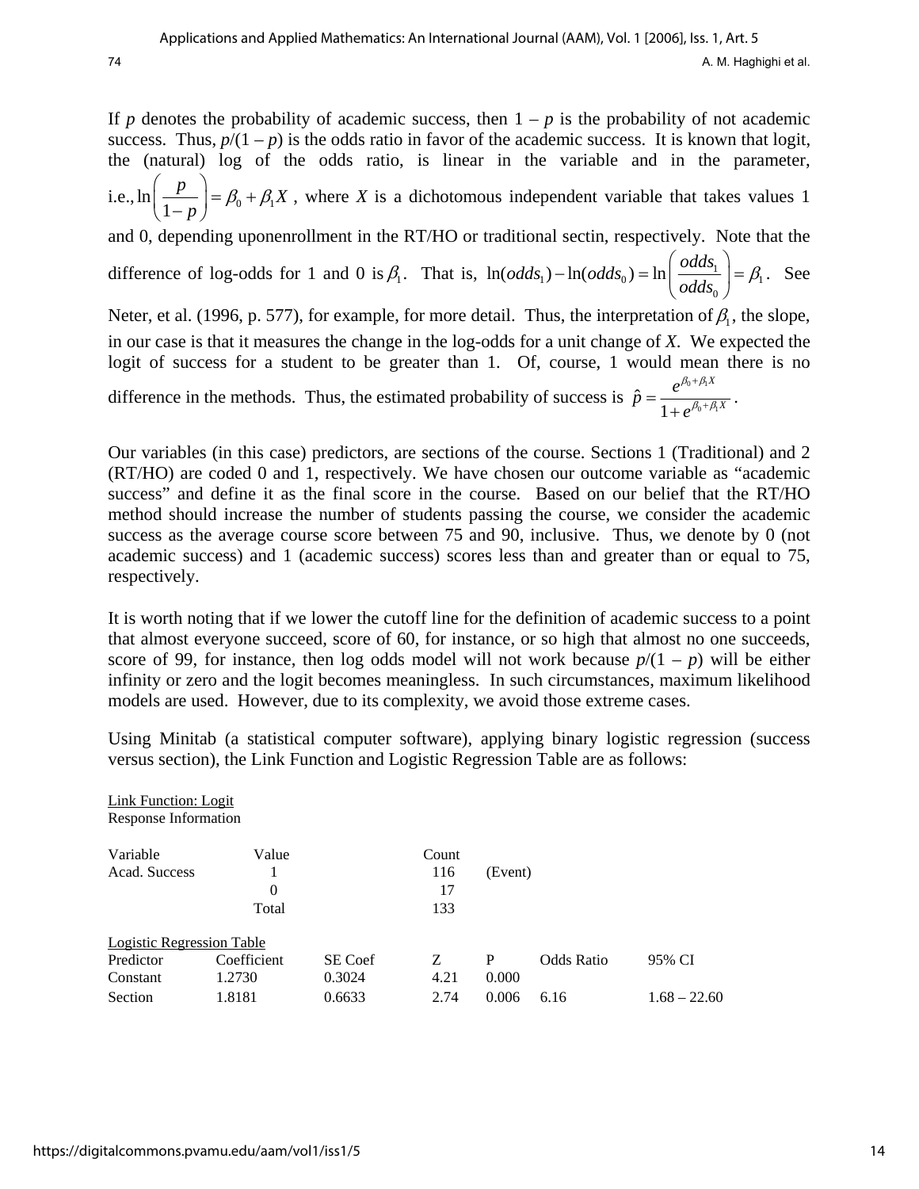If $p$ denotes the probability of academic success, then $1 - p$ is the probability of not academic success. Thus, $p/(1 - p)$ is the odds ratio in favor of the academic success. It is known that logit, the (natural) log of the odds ratio, is linear in the variable and in the parameter, i.e., $\ln\left(\frac{p}{1-p}\right) = \beta_0 + \beta_1 X$, where $X$ is a dichotomous independent variable that takes values 1 and 0, depending uponenrollment in the RT/HO or traditional sectin, respectively. Note that the difference of log-odds for 1 and 0 is $\beta_1$. That is, $\ln(odds_1) - \ln(odds_0) = \ln\left(\frac{odds_1}{odds_0}\right) = \beta_1$. See Neter, et al. (1996, p. 577), for example, for more detail. Thus, the interpretation of $\beta_1$, the slope, in our case is that it measures the change in the log-odds for a unit change of $X$. We expected the logit of success for a student to be greater than 1. Of, course, 1 would mean there is no difference in the methods. Thus, the estimated probability of success is $\hat{p} = \frac{e^{\beta_0 + \beta_1 X}}{1 + e^{\beta_0 + \beta_1 X}}$.

Our variables (in this case) predictors, are sections of the course. Sections 1 (Traditional) and 2 (RT/HO) are coded 0 and 1, respectively. We have chosen our outcome variable as "academic success" and define it as the final score in the course. Based on our belief that the RT/HO method should increase the number of students passing the course, we consider the academic success as the average course score between 75 and 90, inclusive. Thus, we denote by 0 (not academic success) and 1 (academic success) scores less than and greater than or equal to 75, respectively.

It is worth noting that if we lower the cutoff line for the definition of academic success to a point that almost everyone succeed, score of 60, for instance, or so high that almost no one succeeds, score of 99, for instance, then log odds model will not work because $p/(1 - p)$ will be either infinity or zero and the logit becomes meaningless. In such circumstances, maximum likelihood models are used. However, due to its complexity, we avoid those extreme cases.

Using Minitab (a statistical computer software), applying binary logistic regression (success versus section), the Link Function and Logistic Regression Table are as follows:

Link Function: Logit

Response Information

| Variable | Value | Count | |
|---|---|---|---|
| Acad. Success | 1 | 116 | (Event) |
| | 0 | 17 | |
| | Total | 133 | |

Logistic Regression Table

| Predictor | Coefficient | SE Coef | Z | P | Odds Ratio | 95% CI |
|---|---|---|---|---|---|---|
| Constant | 1.2730 | 0.3024 | 4.21 | 0.000 | | |
| Section | 1.8181 | 0.6633 | 2.74 | 0.006 | 6.16 | 1.68 – 22.60 |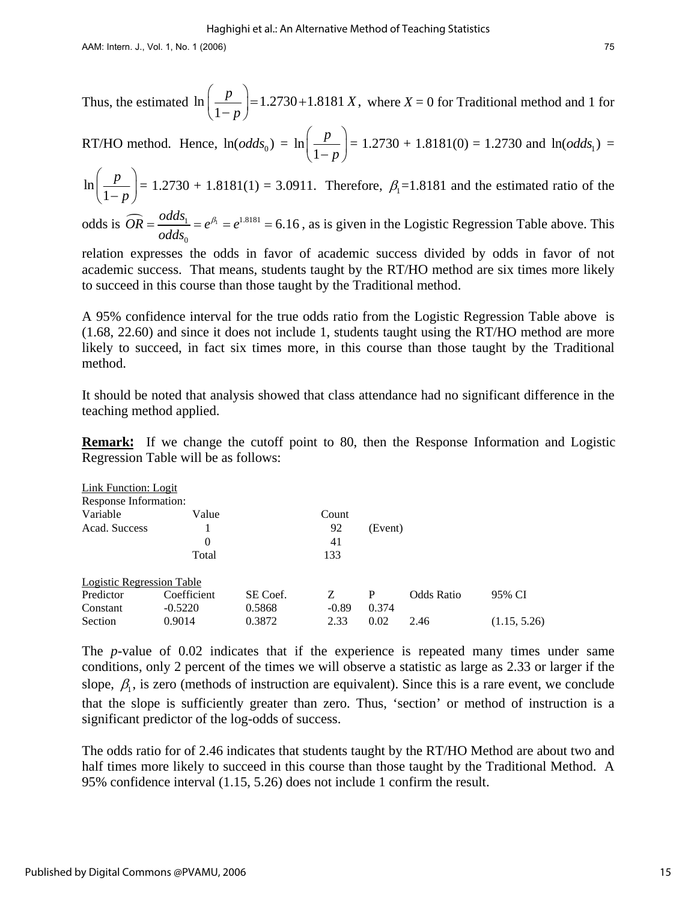Thus, the estimated $\ln\left(\frac{p}{1-p}\right) = 1.2730 + 1.8181\,X$, where $X$ = 0 for Traditional method and 1 for RT/HO method. Hence, $\ln(odds_0)$ = $\ln\left(\frac{p}{1-p}\right)$ = 1.2730 + 1.8181(0) = 1.2730 and $\ln(odds_1)$ = $\ln\left(\frac{p}{1-p}\right)$ = 1.2730 + 1.8181(1) = 3.0911. Therefore, $\beta_1$=1.8181 and the estimated ratio of the odds is $\widehat{OR} = \frac{odds_1}{odds_0} = e^{\beta_1} = e^{1.8181} = 6.16$, as is given in the Logistic Regression Table above. This relation expresses the odds in favor of academic success divided by odds in favor of not academic success. That means, students taught by the RT/HO method are six times more likely to succeed in this course than those taught by the Traditional method.

A 95% confidence interval for the true odds ratio from the Logistic Regression Table above is (1.68, 22.60) and since it does not include 1, students taught using the RT/HO method are more likely to succeed, in fact six times more, in this course than those taught by the Traditional method.

It should be noted that analysis showed that class attendance had no significant difference in the teaching method applied.

**Remark:** If we change the cutoff point to 80, then the Response Information and Logistic Regression Table will be as follows:

Link Function: Logit

Response Information:

| Variable | Value | Count | |
|---|---|---|---|
| Acad. Success | 1 | 92 | (Event) |
| | 0 | 41 | |
| | Total | 133 | |

Logistic Regression Table

| Predictor | Coefficient | SE Coef. | Z | P | Odds Ratio | 95% CI |
|---|---|---|---|---|---|---|
| Constant | -0.5220 | 0.5868 | -0.89 | 0.374 | | |
| Section | 0.9014 | 0.3872 | 2.33 | 0.02 | 2.46 | (1.15, 5.26) |

The $p$-value of 0.02 indicates that if the experience is repeated many times under same conditions, only 2 percent of the times we will observe a statistic as large as 2.33 or larger if the slope, $\beta_1$, is zero (methods of instruction are equivalent). Since this is a rare event, we conclude that the slope is sufficiently greater than zero. Thus, 'section' or method of instruction is a significant predictor of the log-odds of success.

The odds ratio for of 2.46 indicates that students taught by the RT/HO Method are about two and half times more likely to succeed in this course than those taught by the Traditional Method. A 95% confidence interval (1.15, 5.26) does not include 1 confirm the result.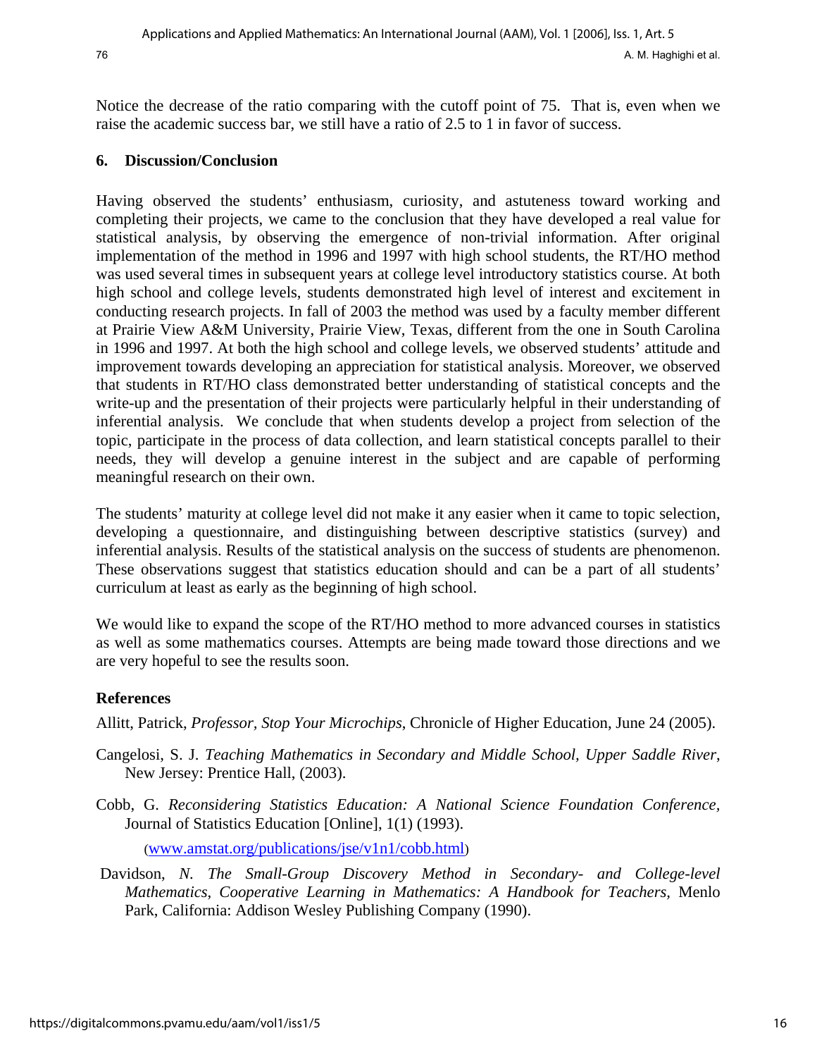Notice the decrease of the ratio comparing with the cutoff point of 75. That is, even when we raise the academic success bar, we still have a ratio of 2.5 to 1 in favor of success.

## 6. Discussion/Conclusion

Having observed the students' enthusiasm, curiosity, and astuteness toward working and completing their projects, we came to the conclusion that they have developed a real value for statistical analysis, by observing the emergence of non-trivial information. After original implementation of the method in 1996 and 1997 with high school students, the RT/HO method was used several times in subsequent years at college level introductory statistics course. At both high school and college levels, students demonstrated high level of interest and excitement in conducting research projects. In fall of 2003 the method was used by a faculty member different at Prairie View A&M University, Prairie View, Texas, different from the one in South Carolina in 1996 and 1997. At both the high school and college levels, we observed students' attitude and improvement towards developing an appreciation for statistical analysis. Moreover, we observed that students in RT/HO class demonstrated better understanding of statistical concepts and the write-up and the presentation of their projects were particularly helpful in their understanding of inferential analysis. We conclude that when students develop a project from selection of the topic, participate in the process of data collection, and learn statistical concepts parallel to their needs, they will develop a genuine interest in the subject and are capable of performing meaningful research on their own.

The students' maturity at college level did not make it any easier when it came to topic selection, developing a questionnaire, and distinguishing between descriptive statistics (survey) and inferential analysis. Results of the statistical analysis on the success of students are phenomenon. These observations suggest that statistics education should and can be a part of all students' curriculum at least as early as the beginning of high school.

We would like to expand the scope of the RT/HO method to more advanced courses in statistics as well as some mathematics courses. Attempts are being made toward those directions and we are very hopeful to see the results soon.

## References

Allitt, Patrick, *Professor, Stop Your Microchips*, Chronicle of Higher Education, June 24 (2005).

Cangelosi, S. J. *Teaching Mathematics in Secondary and Middle School, Upper Saddle River*, New Jersey: Prentice Hall, (2003).

Cobb, G. *Reconsidering Statistics Education: A National Science Foundation Conference*, Journal of Statistics Education [Online], 1(1) (1993). (www.amstat.org/publications/jse/v1n1/cobb.html)

Davidson, *N. The Small-Group Discovery Method in Secondary- and College-level Mathematics*, *Cooperative Learning in Mathematics: A Handbook for Teachers*, Menlo Park, California: Addison Wesley Publishing Company (1990).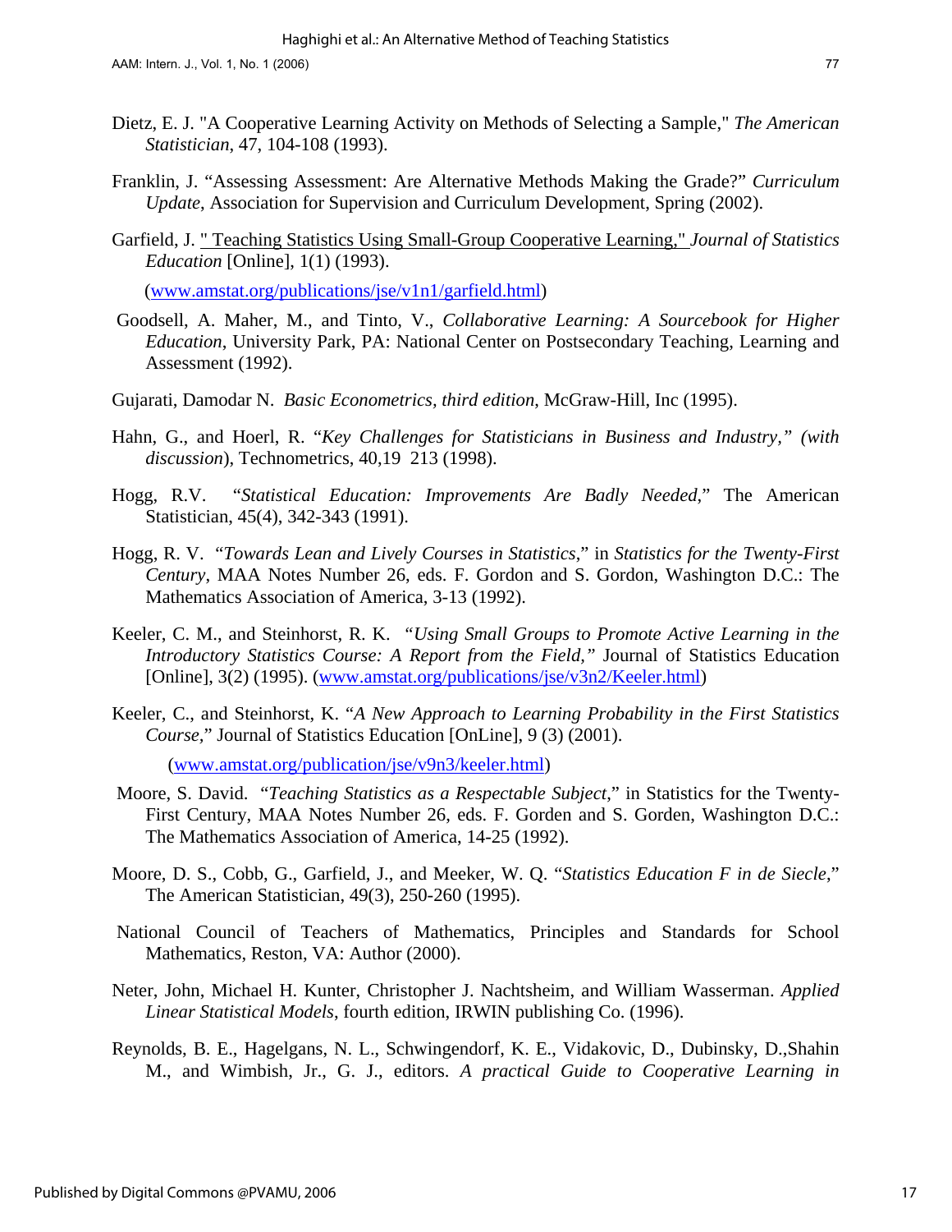Dietz, E. J. "A Cooperative Learning Activity on Methods of Selecting a Sample," *The American Statistician*, 47, 104-108 (1993).

Franklin, J. "Assessing Assessment: Are Alternative Methods Making the Grade?" *Curriculum Update*, Association for Supervision and Curriculum Development, Spring (2002).

Garfield, J. " Teaching Statistics Using Small-Group Cooperative Learning," *Journal of Statistics Education* [Online], 1(1) (1993).

(www.amstat.org/publications/jse/v1n1/garfield.html)

Goodsell, A. Maher, M., and Tinto, V., *Collaborative Learning: A Sourcebook for Higher Education*, University Park, PA: National Center on Postsecondary Teaching, Learning and Assessment (1992).

Gujarati, Damodar N. *Basic Econometrics, third edition*, McGraw-Hill, Inc (1995).

Hahn, G., and Hoerl, R. "*Key Challenges for Statisticians in Business and Industry," (with discussion*), Technometrics, 40,19 213 (1998).

Hogg, R.V. "*Statistical Education: Improvements Are Badly Needed*," The American Statistician, 45(4), 342-343 (1991).

Hogg, R. V. "*Towards Lean and Lively Courses in Statistics*," in *Statistics for the Twenty-First Century*, MAA Notes Number 26, eds. F. Gordon and S. Gordon, Washington D.C.: The Mathematics Association of America, 3-13 (1992).

Keeler, C. M., and Steinhorst, R. K. *"Using Small Groups to Promote Active Learning in the Introductory Statistics Course: A Report from the Field,"* Journal of Statistics Education [Online], 3(2) (1995). (www.amstat.org/publications/jse/v3n2/Keeler.html)

Keeler, C., and Steinhorst, K. "*A New Approach to Learning Probability in the First Statistics Course*," Journal of Statistics Education [OnLine], 9 (3) (2001).

(www.amstat.org/publication/jse/v9n3/keeler.html)

Moore, S. David. "*Teaching Statistics as a Respectable Subject*," in Statistics for the Twenty-First Century, MAA Notes Number 26, eds. F. Gorden and S. Gorden, Washington D.C.: The Mathematics Association of America, 14-25 (1992).

Moore, D. S., Cobb, G., Garfield, J., and Meeker, W. Q. "*Statistics Education F in de Siecle*," The American Statistician, 49(3), 250-260 (1995).

National Council of Teachers of Mathematics, Principles and Standards for School Mathematics, Reston, VA: Author (2000).

Neter, John, Michael H. Kunter, Christopher J. Nachtsheim, and William Wasserman. *Applied Linear Statistical Models*, fourth edition, IRWIN publishing Co. (1996).

Reynolds, B. E., Hagelgans, N. L., Schwingendorf, K. E., Vidakovic, D., Dubinsky, D.,Shahin M., and Wimbish, Jr., G. J., editors. *A practical Guide to Cooperative Learning in*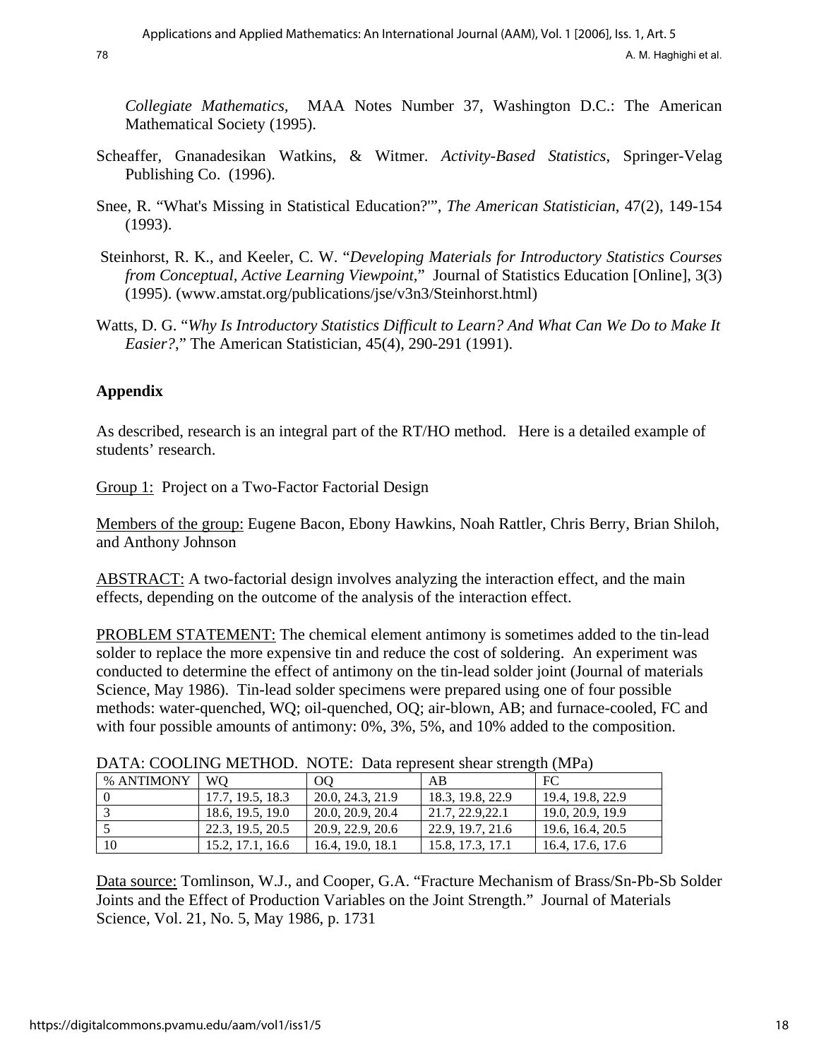*Collegiate Mathematics*, MAA Notes Number 37, Washington D.C.: The American Mathematical Society (1995).

Scheaffer, Gnanadesikan Watkins, & Witmer. *Activity-Based Statistics*, Springer-Velag Publishing Co. (1996).

Snee, R. "What's Missing in Statistical Education?'", *The American Statistician*, 47(2), 149-154 (1993).

Steinhorst, R. K., and Keeler, C. W. "*Developing Materials for Introductory Statistics Courses from Conceptual, Active Learning Viewpoint*," Journal of Statistics Education [Online], 3(3) (1995). (www.amstat.org/publications/jse/v3n3/Steinhorst.html)

Watts, D. G. "*Why Is Introductory Statistics Difficult to Learn? And What Can We Do to Make It Easier?*," The American Statistician, 45(4), 290-291 (1991).

## Appendix

As described, research is an integral part of the RT/HO method. Here is a detailed example of students' research.

Group 1: Project on a Two-Factor Factorial Design

Members of the group: Eugene Bacon, Ebony Hawkins, Noah Rattler, Chris Berry, Brian Shiloh, and Anthony Johnson

ABSTRACT: A two-factorial design involves analyzing the interaction effect, and the main effects, depending on the outcome of the analysis of the interaction effect.

PROBLEM STATEMENT: The chemical element antimony is sometimes added to the tin-lead solder to replace the more expensive tin and reduce the cost of soldering. An experiment was conducted to determine the effect of antimony on the tin-lead solder joint (Journal of materials Science, May 1986). Tin-lead solder specimens were prepared using one of four possible methods: water-quenched, WQ; oil-quenched, OQ; air-blown, AB; and furnace-cooled, FC and with four possible amounts of antimony: 0%, 3%, 5%, and 10% added to the composition.

DATA: COOLING METHOD. NOTE: Data represent shear strength (MPa)

| % ANTIMONY | WQ | OQ | AB | FC |
|---|---|---|---|---|
| 0 | 17.7, 19.5, 18.3 | 20.0, 24.3, 21.9 | 18.3, 19.8, 22.9 | 19.4, 19.8, 22.9 |
| 3 | 18.6, 19.5, 19.0 | 20.0, 20.9, 20.4 | 21.7, 22.9,22.1 | 19.0, 20.9, 19.9 |
| 5 | 22.3, 19.5, 20.5 | 20.9, 22.9, 20.6 | 22.9, 19.7, 21.6 | 19.6, 16.4, 20.5 |
| 10 | 15.2, 17.1, 16.6 | 16.4, 19.0, 18.1 | 15.8, 17.3, 17.1 | 16.4, 17.6, 17.6 |

Data source: Tomlinson, W.J., and Cooper, G.A. "Fracture Mechanism of Brass/Sn-Pb-Sb Solder Joints and the Effect of Production Variables on the Joint Strength." Journal of Materials Science, Vol. 21, No. 5, May 1986, p. 1731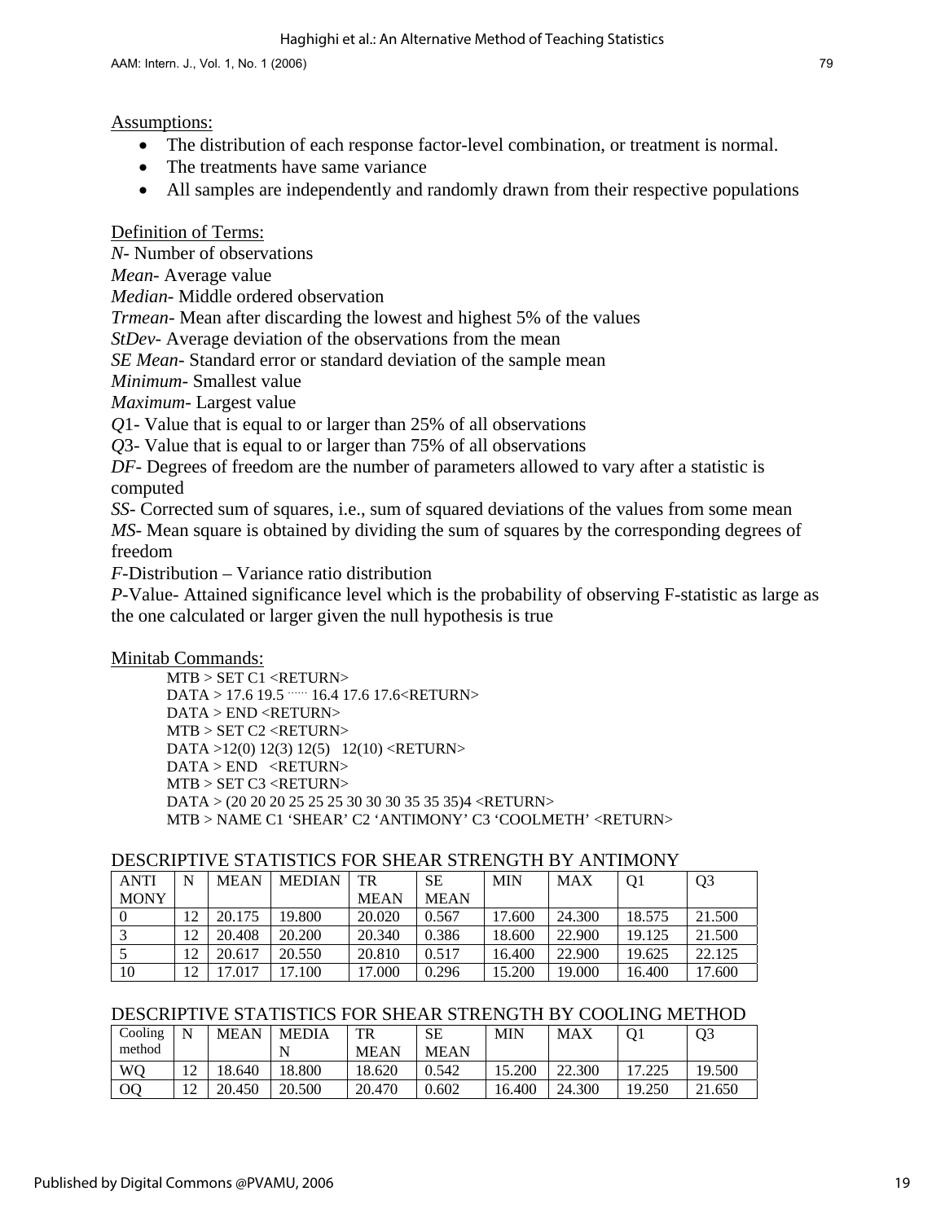Assumptions:

- The distribution of each response factor-level combination, or treatment is normal.
- The treatments have same variance
- All samples are independently and randomly drawn from their respective populations

Definition of Terms:

*N*- Number of observations
*Mean*- Average value
*Median*- Middle ordered observation
*Trmean*- Mean after discarding the lowest and highest 5% of the values
*StDev*- Average deviation of the observations from the mean
*SE Mean*- Standard error or standard deviation of the sample mean
*Minimum*- Smallest value
*Maximum*- Largest value
*Q*1- Value that is equal to or larger than 25% of all observations
*Q*3- Value that is equal to or larger than 75% of all observations
*DF*- Degrees of freedom are the number of parameters allowed to vary after a statistic is computed
*SS*- Corrected sum of squares, i.e., sum of squared deviations of the values from some mean
*MS*- Mean square is obtained by dividing the sum of squares by the corresponding degrees of freedom
*F*-Distribution – Variance ratio distribution
*P*-Value- Attained significance level which is the probability of observing F-statistic as large as the one calculated or larger given the null hypothesis is true

Minitab Commands:

```
MTB > SET C1 <RETURN>
DATA > 17.6 19.5 ...... 16.4 17.6 17.6<RETURN>
DATA > END <RETURN>
MTB > SET C2 <RETURN>
DATA >12(0) 12(3) 12(5)   12(10) <RETURN>
DATA > END   <RETURN>
MTB > SET C3 <RETURN>
DATA > (20 20 20 25 25 25 30 30 30 35 35 35)4 <RETURN>
MTB > NAME C1 'SHEAR' C2 'ANTIMONY' C3 'COOLMETH' <RETURN>
```

DESCRIPTIVE STATISTICS FOR SHEAR STRENGTH BY ANTIMONY

| ANTIMONY | N | MEAN | MEDIAN | TR MEAN | SE MEAN | MIN | MAX | Q1 | Q3 |
|---|---|---|---|---|---|---|---|---|---|
| 0 | 12 | 20.175 | 19.800 | 20.020 | 0.567 | 17.600 | 24.300 | 18.575 | 21.500 |
| 3 | 12 | 20.408 | 20.200 | 20.340 | 0.386 | 18.600 | 22.900 | 19.125 | 21.500 |
| 5 | 12 | 20.617 | 20.550 | 20.810 | 0.517 | 16.400 | 22.900 | 19.625 | 22.125 |
| 10 | 12 | 17.017 | 17.100 | 17.000 | 0.296 | 15.200 | 19.000 | 16.400 | 17.600 |

DESCRIPTIVE STATISTICS FOR SHEAR STRENGTH BY COOLING METHOD

| Cooling method | N | MEAN | MEDIAN | TR MEAN | SE MEAN | MIN | MAX | Q1 | Q3 |
|---|---|---|---|---|---|---|---|---|---|
| WQ | 12 | 18.640 | 18.800 | 18.620 | 0.542 | 15.200 | 22.300 | 17.225 | 19.500 |
| OQ | 12 | 20.450 | 20.500 | 20.470 | 0.602 | 16.400 | 24.300 | 19.250 | 21.650 |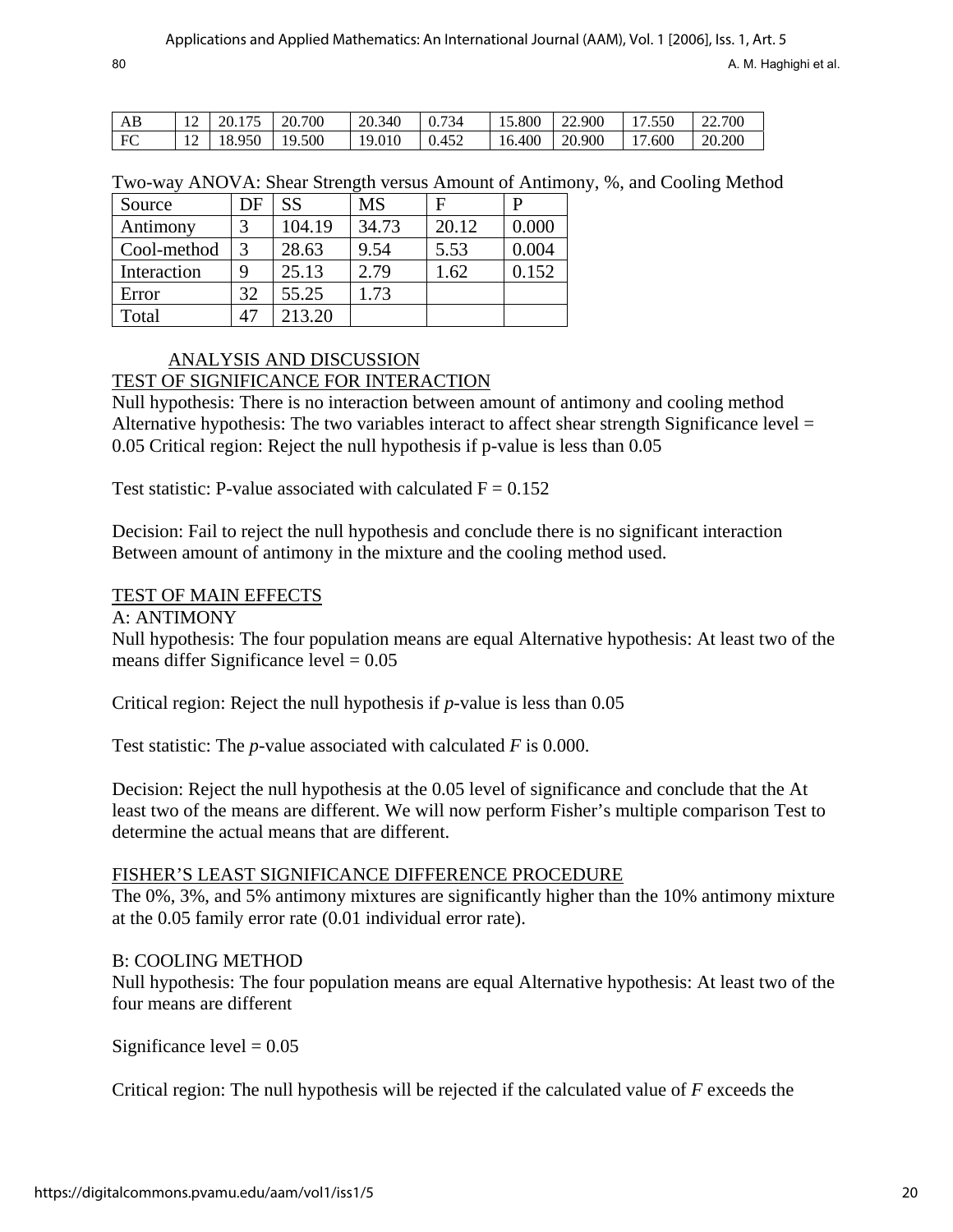| AB | 12 | 20.175 | 20.700 | 20.340 | 0.734 | 15.800 | 22.900 | 17.550 | 22.700 |
|---|---|---|---|---|---|---|---|---|---|
| FC | 12 | 18.950 | 19.500 | 19.010 | 0.452 | 16.400 | 20.900 | 17.600 | 20.200 |

Two-way ANOVA: Shear Strength versus Amount of Antimony, %, and Cooling Method

| Source | DF | SS | MS | F | P |
|---|---|---|---|---|---|
| Antimony | 3 | 104.19 | 34.73 | 20.12 | 0.000 |
| Cool-method | 3 | 28.63 | 9.54 | 5.53 | 0.004 |
| Interaction | 9 | 25.13 | 2.79 | 1.62 | 0.152 |
| Error | 32 | 55.25 | 1.73 | | |
| Total | 47 | 213.20 | | | |

## ANALYSIS AND DISCUSSION

### TEST OF SIGNIFICANCE FOR INTERACTION

Null hypothesis: There is no interaction between amount of antimony and cooling method
Alternative hypothesis: The two variables interact to affect shear strength Significance level = 0.05 Critical region: Reject the null hypothesis if p-value is less than 0.05

Test statistic: P-value associated with calculated F = 0.152

Decision: Fail to reject the null hypothesis and conclude there is no significant interaction Between amount of antimony in the mixture and the cooling method used.

### TEST OF MAIN EFFECTS

A: ANTIMONY

Null hypothesis: The four population means are equal Alternative hypothesis: At least two of the means differ Significance level = 0.05

Critical region: Reject the null hypothesis if *p*-value is less than 0.05

Test statistic: The *p*-value associated with calculated *F* is 0.000.

Decision: Reject the null hypothesis at the 0.05 level of significance and conclude that the At least two of the means are different. We will now perform Fisher's multiple comparison Test to determine the actual means that are different.

### FISHER'S LEAST SIGNIFICANCE DIFFERENCE PROCEDURE

The 0%, 3%, and 5% antimony mixtures are significantly higher than the 10% antimony mixture at the 0.05 family error rate (0.01 individual error rate).

B: COOLING METHOD

Null hypothesis: The four population means are equal Alternative hypothesis: At least two of the four means are different

Significance level = 0.05

Critical region: The null hypothesis will be rejected if the calculated value of *F* exceeds the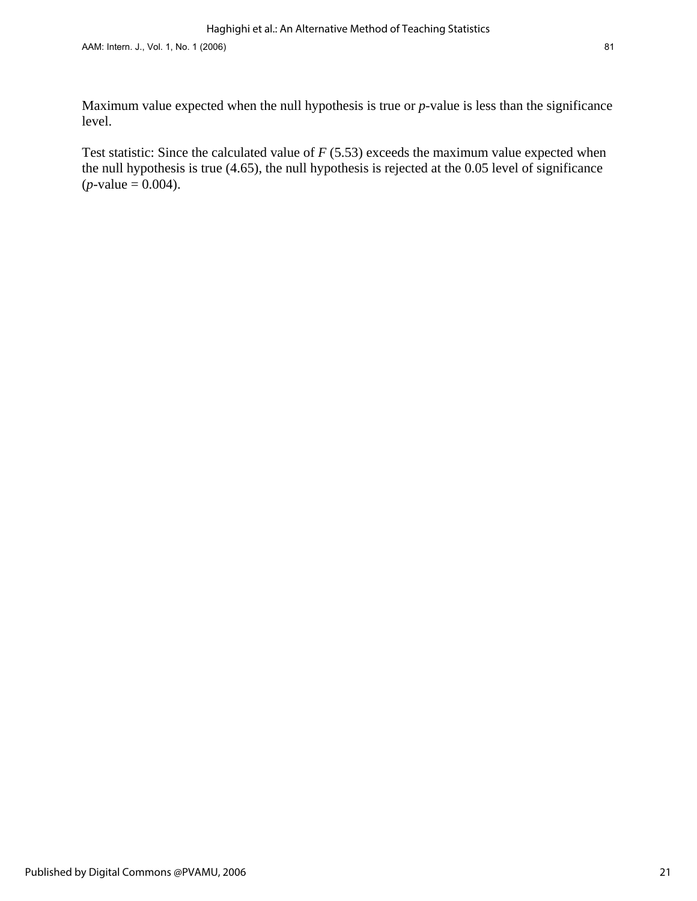Maximum value expected when the null hypothesis is true or *p*-value is less than the significance level.

Test statistic: Since the calculated value of *F* (5.53) exceeds the maximum value expected when the null hypothesis is true (4.65), the null hypothesis is rejected at the 0.05 level of significance (*p*-value = 0.004).